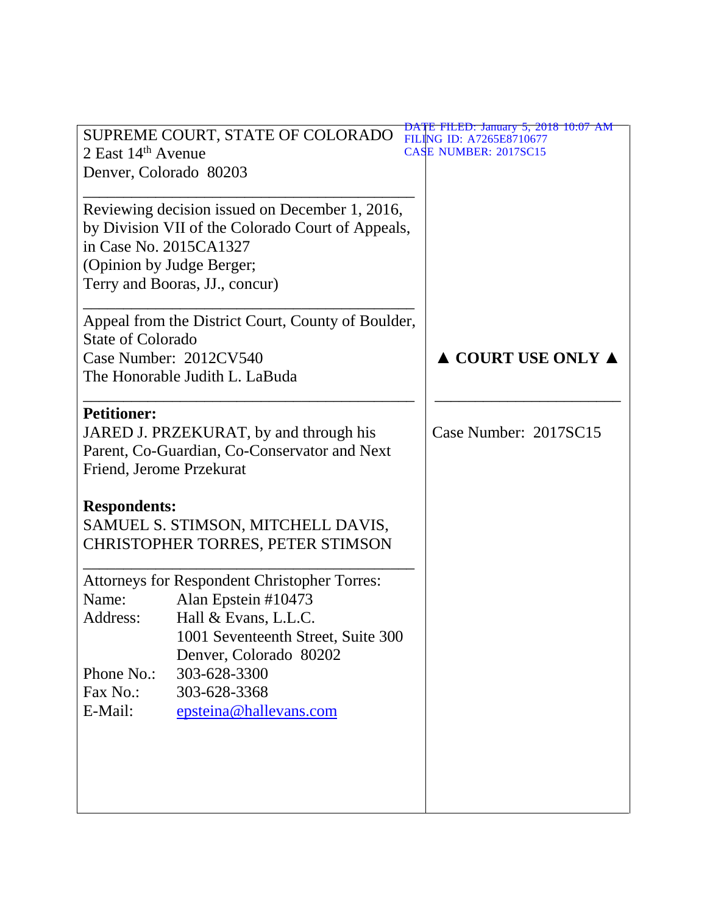SUPREME COURT, STATE OF COLORADO
2 East 14th Avenue
Denver, Colorado 80203

DATE FILED: January 5, 2018 10:07 AM
FILING ID: A7265E8710677
CASE NUMBER: 2017SC15

---

Reviewing decision issued on December 1, 2016, by Division VII of the Colorado Court of Appeals, in Case No. 2015CA1327
(Opinion by Judge Berger;
Terry and Booras, JJ., concur)

---

Appeal from the District Court, County of Boulder, State of Colorado
Case Number: 2012CV540
The Honorable Judith L. LaBuda

▲ COURT USE ONLY ▲

---

**Petitioner:**
JARED J. PRZEKURAT, by and through his Parent, Co-Guardian, Co-Conservator and Next Friend, Jerome Przekurat

**Respondents:**
SAMUEL S. STIMSON, MITCHELL DAVIS, CHRISTOPHER TORRES, PETER STIMSON

Case Number: 2017SC15

---

Attorneys for Respondent Christopher Torres:

Name: Alan Epstein #10473
Address: Hall & Evans, L.L.C.
1001 Seventeenth Street, Suite 300
Denver, Colorado 80202
Phone No.: 303-628-3300
Fax No.: 303-628-3368
E-Mail: epsteina@hallevans.com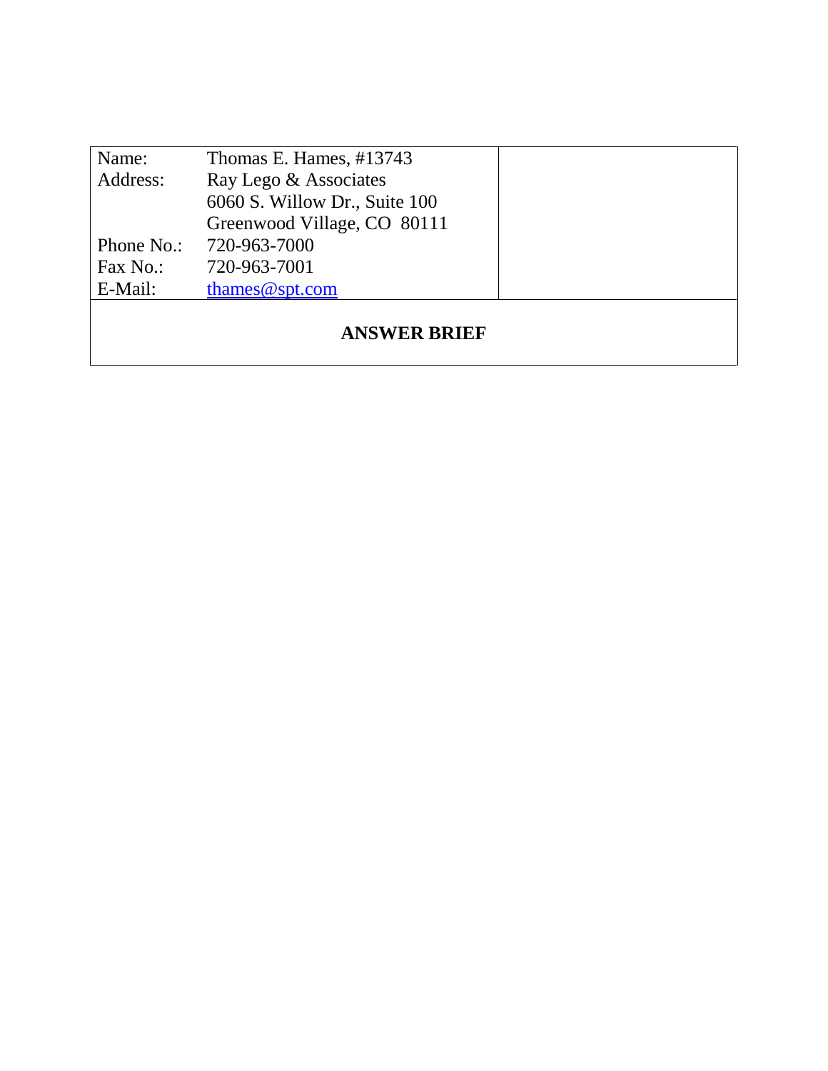| Name: | Thomas E. Hames, #13743 | |
|---|---|---|
| Address: | Ray Lego & Associates | |
| | 6060 S. Willow Dr., Suite 100 | |
| | Greenwood Village, CO 80111 | |
| Phone No.: | 720-963-7000 | |
| Fax No.: | 720-963-7001 | |
| E-Mail: | thames@spt.com | |

**ANSWER BRIEF**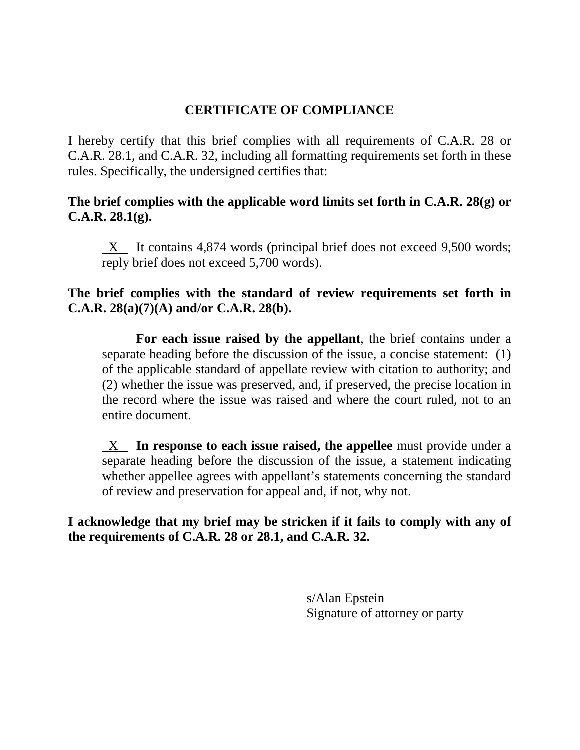## CERTIFICATE OF COMPLIANCE

I hereby certify that this brief complies with all requirements of C.A.R. 28 or C.A.R. 28.1, and C.A.R. 32, including all formatting requirements set forth in these rules. Specifically, the undersigned certifies that:

**The brief complies with the applicable word limits set forth in C.A.R. 28(g) or C.A.R. 28.1(g).**

> X It contains 4,874 words (principal brief does not exceed 9,500 words; reply brief does not exceed 5,700 words).

**The brief complies with the standard of review requirements set forth in C.A.R. 28(a)(7)(A) and/or C.A.R. 28(b).**

> ____ **For each issue raised by the appellant**, the brief contains under a separate heading before the discussion of the issue, a concise statement: (1) of the applicable standard of appellate review with citation to authority; and (2) whether the issue was preserved, and, if preserved, the precise location in the record where the issue was raised and where the court ruled, not to an entire document.

> X **In response to each issue raised, the appellee** must provide under a separate heading before the discussion of the issue, a statement indicating whether appellee agrees with appellant's statements concerning the standard of review and preservation for appeal and, if not, why not.

**I acknowledge that my brief may be stricken if it fails to comply with any of the requirements of C.A.R. 28 or 28.1, and C.A.R. 32.**

s/Alan Epstein
Signature of attorney or party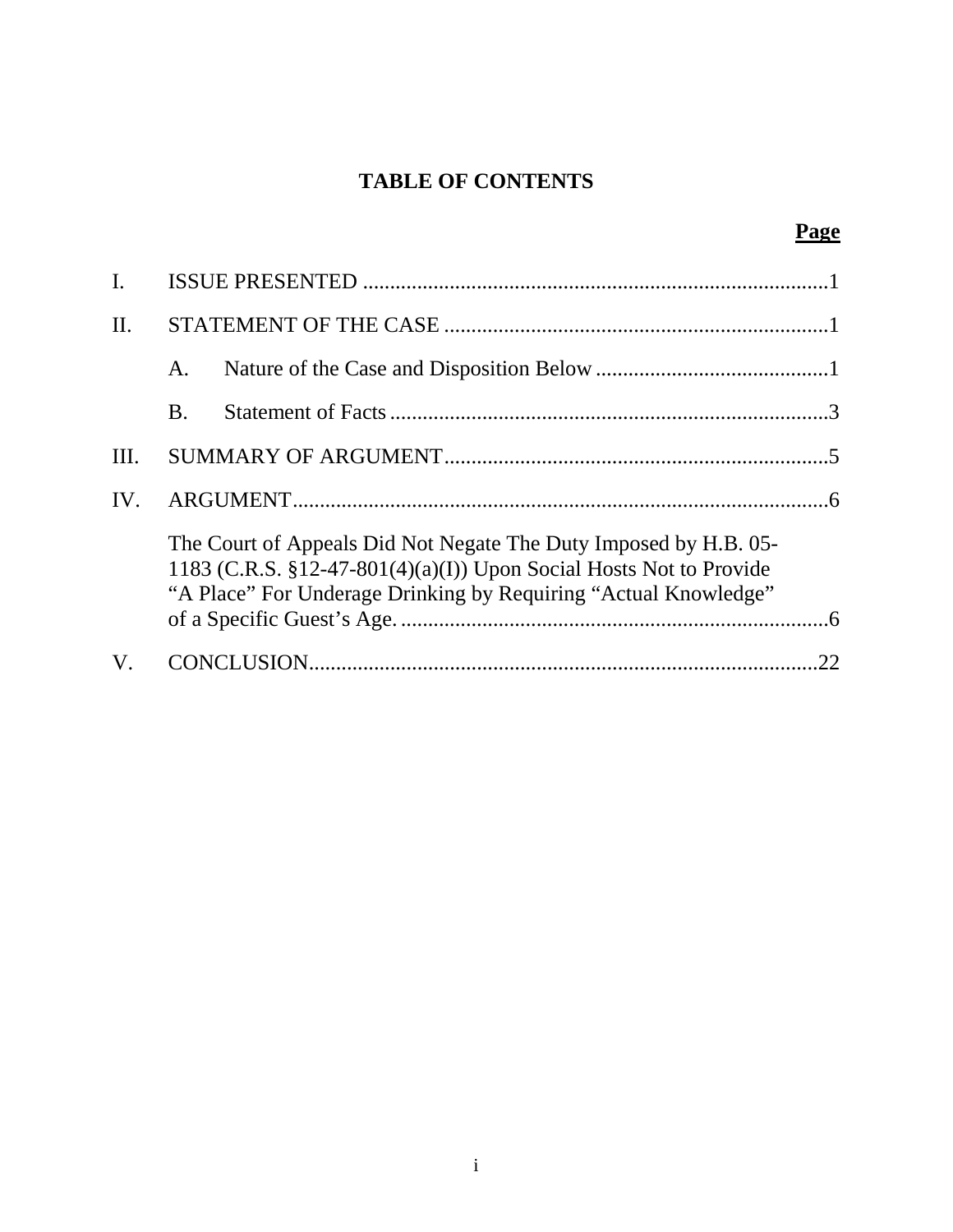# TABLE OF CONTENTS

**Page**

I. ISSUE PRESENTED ....................................................................................1

II. STATEMENT OF THE CASE ......................................................................1

  A. Nature of the Case and Disposition Below ...........................................1

  B. Statement of Facts ................................................................................3

III. SUMMARY OF ARGUMENT......................................................................5

IV. ARGUMENT..................................................................................................6

  The Court of Appeals Did Not Negate The Duty Imposed by H.B. 05-1183 (C.R.S. §12-47-801(4)(a)(I)) Upon Social Hosts Not to Provide "A Place" For Underage Drinking by Requiring "Actual Knowledge" of a Specific Guest's Age. ...............................................................................6

V. CONCLUSION..............................................................................................22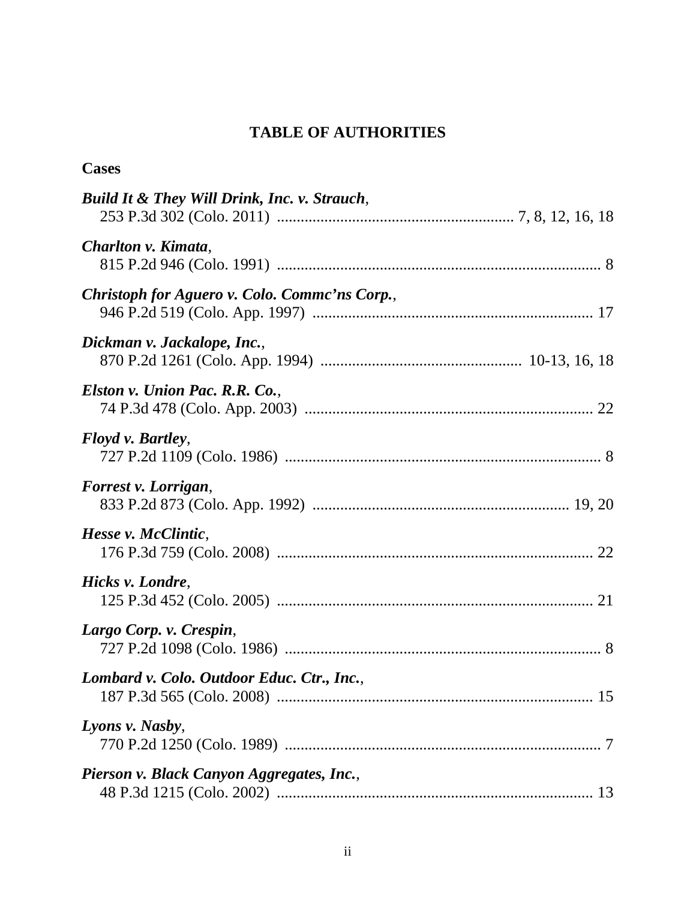# TABLE OF AUTHORITIES

**Cases**

***Build It & They Will Drink, Inc. v. Strauch***,
253 P.3d 302 (Colo. 2011) ............................................................ 7, 8, 12, 16, 18

***Charlton v. Kimata***,
815 P.2d 946 (Colo. 1991) .................................................................................. 8

***Christoph for Aguero v. Colo. Commc'ns Corp.***,
946 P.2d 519 (Colo. App. 1997) ....................................................................... 17

***Dickman v. Jackalope, Inc.***,
870 P.2d 1261 (Colo. App. 1994) ................................................... 10-13, 16, 18

***Elston v. Union Pac. R.R. Co.***,
74 P.3d 478 (Colo. App. 2003) ......................................................................... 22

***Floyd v. Bartley***,
727 P.2d 1109 (Colo. 1986) ................................................................................ 8

***Forrest v. Lorrigan***,
833 P.2d 873 (Colo. App. 1992) ................................................................ 19, 20

***Hesse v. McClintic***,
176 P.3d 759 (Colo. 2008) ................................................................................ 22

***Hicks v. Londre***,
125 P.3d 452 (Colo. 2005) ................................................................................ 21

***Largo Corp. v. Crespin***,
727 P.2d 1098 (Colo. 1986) ................................................................................ 8

***Lombard v. Colo. Outdoor Educ. Ctr., Inc.***,
187 P.3d 565 (Colo. 2008) ................................................................................ 15

***Lyons v. Nasby***,
770 P.2d 1250 (Colo. 1989) ................................................................................ 7

***Pierson v. Black Canyon Aggregates, Inc.***,
48 P.3d 1215 (Colo. 2002) ................................................................................ 13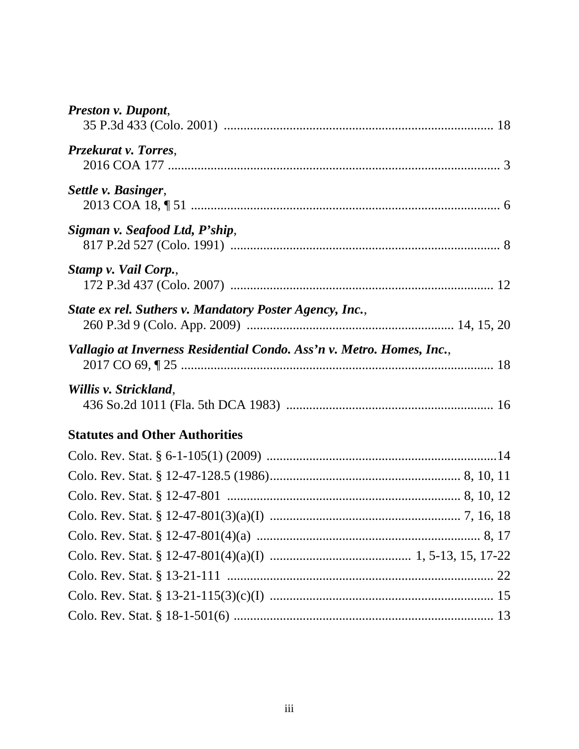***Preston v. Dupont***,
35 P.3d 433 (Colo. 2001) .................................................................................. 18

***Przekurat v. Torres***,
2016 COA 177 .................................................................................................... 3

***Settle v. Basinger***,
2013 COA 18, ¶ 51 ............................................................................................. 6

***Sigman v. Seafood Ltd, P'ship***,
817 P.2d 527 (Colo. 1991) ................................................................................. 8

***Stamp v. Vail Corp.***,
172 P.3d 437 (Colo. 2007) ................................................................................ 12

***State ex rel. Suthers v. Mandatory Poster Agency, Inc.***,
260 P.3d 9 (Colo. App. 2009) .............................................................. 14, 15, 20

***Vallagio at Inverness Residential Condo. Ass'n v. Metro. Homes, Inc.***,
2017 CO 69, ¶ 25 .............................................................................................. 18

***Willis v. Strickland***,
436 So.2d 1011 (Fla. 5th DCA 1983) .............................................................. 16

**Statutes and Other Authorities**

Colo. Rev. Stat. § 6-1-105(1) (2009) .....................................................................14

Colo. Rev. Stat. § 12-47-128.5 (1986)........................................................ 8, 10, 11

Colo. Rev. Stat. § 12-47-801 .................................................................. 8, 10, 12

Colo. Rev. Stat. § 12-47-801(3)(a)(I) ........................................................ 7, 16, 18

Colo. Rev. Stat. § 12-47-801(4)(a) .................................................................... 8, 17

Colo. Rev. Stat. § 12-47-801(4)(a)(I) .......................................... 1, 5-13, 15, 17-22

Colo. Rev. Stat. § 13-21-111 ................................................................................ 22

Colo. Rev. Stat. § 13-21-115(3)(c)(I) .................................................................... 15

Colo. Rev. Stat. § 18-1-501(6) .............................................................................. 13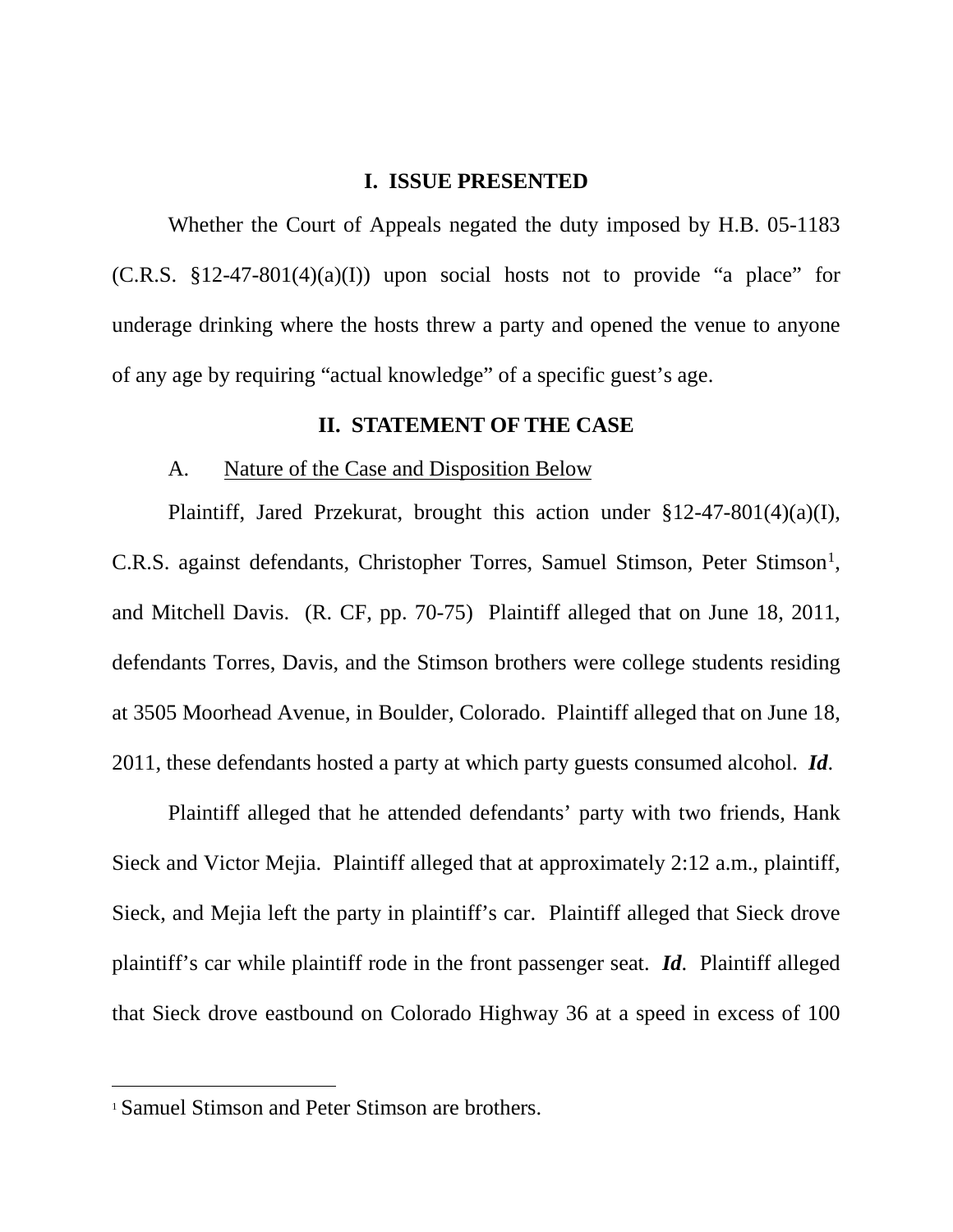## I. ISSUE PRESENTED

Whether the Court of Appeals negated the duty imposed by H.B. 05-1183 (C.R.S. §12-47-801(4)(a)(I)) upon social hosts not to provide "a place" for underage drinking where the hosts threw a party and opened the venue to anyone of any age by requiring "actual knowledge" of a specific guest's age.

## II. STATEMENT OF THE CASE

### A. Nature of the Case and Disposition Below

Plaintiff, Jared Przekurat, brought this action under §12-47-801(4)(a)(I), C.R.S. against defendants, Christopher Torres, Samuel Stimson, Peter Stimson[1], and Mitchell Davis. (R. CF, pp. 70-75) Plaintiff alleged that on June 18, 2011, defendants Torres, Davis, and the Stimson brothers were college students residing at 3505 Moorhead Avenue, in Boulder, Colorado. Plaintiff alleged that on June 18, 2011, these defendants hosted a party at which party guests consumed alcohol. ***Id***.

Plaintiff alleged that he attended defendants' party with two friends, Hank Sieck and Victor Mejia. Plaintiff alleged that at approximately 2:12 a.m., plaintiff, Sieck, and Mejia left the party in plaintiff's car. Plaintiff alleged that Sieck drove plaintiff's car while plaintiff rode in the front passenger seat. ***Id***. Plaintiff alleged that Sieck drove eastbound on Colorado Highway 36 at a speed in excess of 100

---

[1] Samuel Stimson and Peter Stimson are brothers.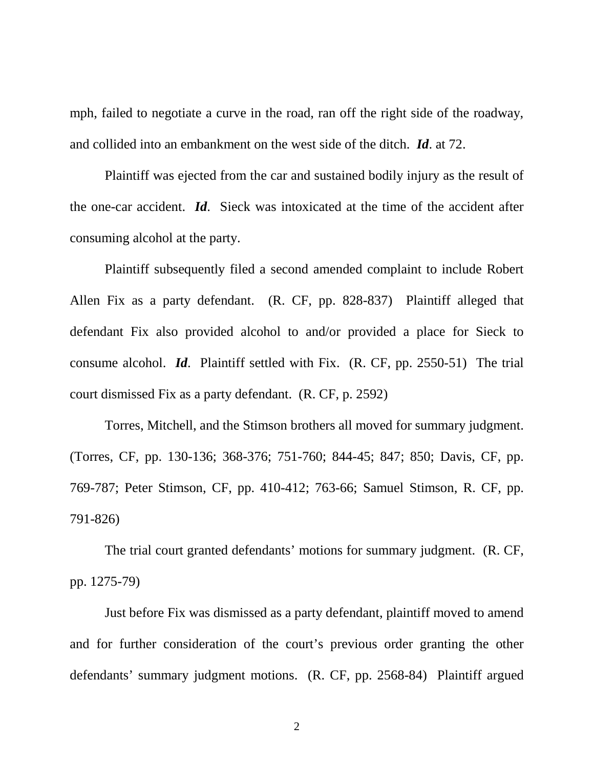mph, failed to negotiate a curve in the road, ran off the right side of the roadway, and collided into an embankment on the west side of the ditch. ***Id***. at 72.

Plaintiff was ejected from the car and sustained bodily injury as the result of the one-car accident. ***Id***. Sieck was intoxicated at the time of the accident after consuming alcohol at the party.

Plaintiff subsequently filed a second amended complaint to include Robert Allen Fix as a party defendant. (R. CF, pp. 828-837) Plaintiff alleged that defendant Fix also provided alcohol to and/or provided a place for Sieck to consume alcohol. ***Id***. Plaintiff settled with Fix. (R. CF, pp. 2550-51) The trial court dismissed Fix as a party defendant. (R. CF, p. 2592)

Torres, Mitchell, and the Stimson brothers all moved for summary judgment. (Torres, CF, pp. 130-136; 368-376; 751-760; 844-45; 847; 850; Davis, CF, pp. 769-787; Peter Stimson, CF, pp. 410-412; 763-66; Samuel Stimson, R. CF, pp. 791-826)

The trial court granted defendants' motions for summary judgment. (R. CF, pp. 1275-79)

Just before Fix was dismissed as a party defendant, plaintiff moved to amend and for further consideration of the court's previous order granting the other defendants' summary judgment motions. (R. CF, pp. 2568-84) Plaintiff argued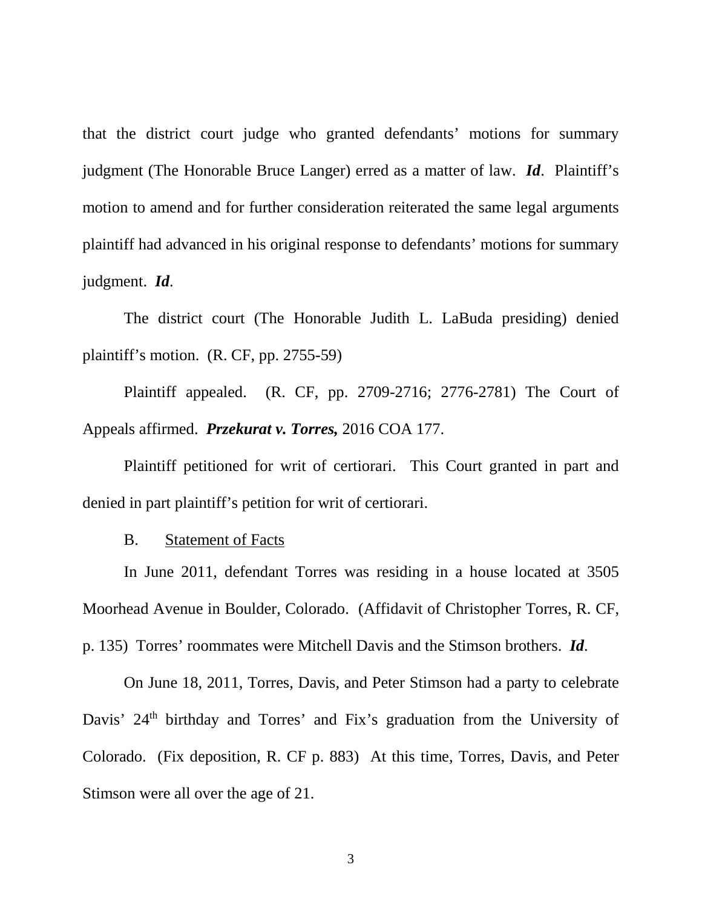that the district court judge who granted defendants' motions for summary judgment (The Honorable Bruce Langer) erred as a matter of law. ***Id***. Plaintiff's motion to amend and for further consideration reiterated the same legal arguments plaintiff had advanced in his original response to defendants' motions for summary judgment. ***Id***.

The district court (The Honorable Judith L. LaBuda presiding) denied plaintiff's motion. (R. CF, pp. 2755-59)

Plaintiff appealed. (R. CF, pp. 2709-2716; 2776-2781) The Court of Appeals affirmed. ***Przekurat v. Torres,*** 2016 COA 177.

Plaintiff petitioned for writ of certiorari. This Court granted in part and denied in part plaintiff's petition for writ of certiorari.

B. <u>Statement of Facts</u>

In June 2011, defendant Torres was residing in a house located at 3505 Moorhead Avenue in Boulder, Colorado. (Affidavit of Christopher Torres, R. CF, p. 135) Torres' roommates were Mitchell Davis and the Stimson brothers. ***Id***.

On June 18, 2011, Torres, Davis, and Peter Stimson had a party to celebrate Davis' 24th birthday and Torres' and Fix's graduation from the University of Colorado. (Fix deposition, R. CF p. 883) At this time, Torres, Davis, and Peter Stimson were all over the age of 21.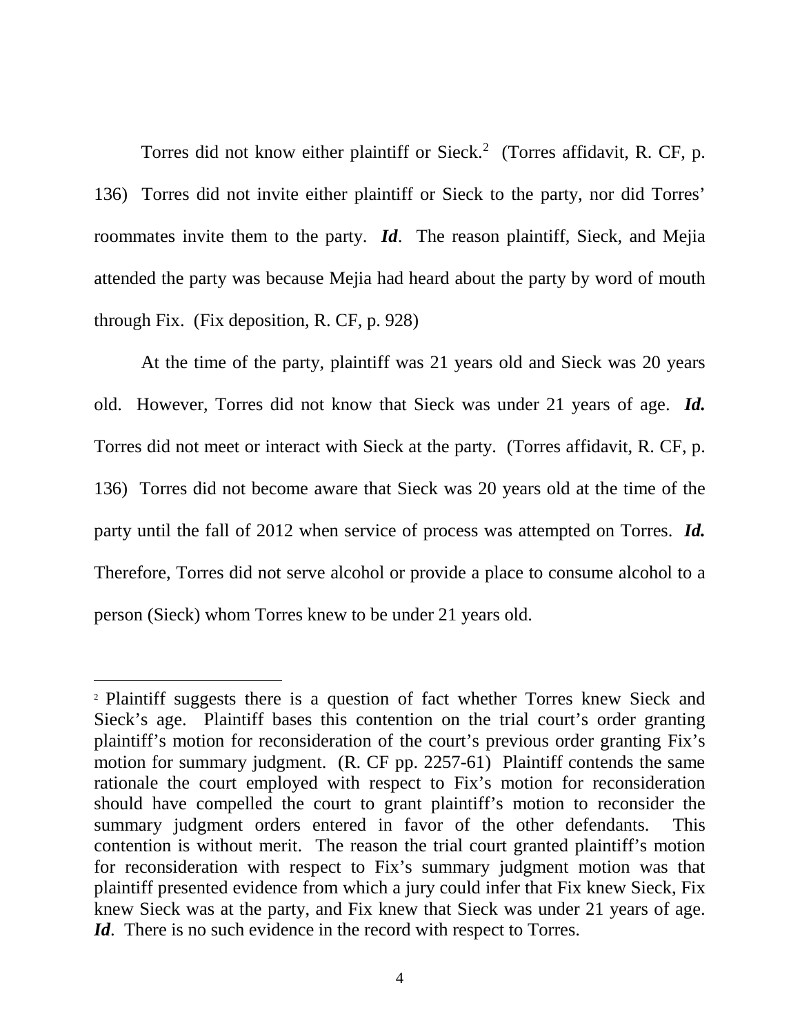Torres did not know either plaintiff or Sieck.[2] (Torres affidavit, R. CF, p. 136) Torres did not invite either plaintiff or Sieck to the party, nor did Torres' roommates invite them to the party. ***Id***. The reason plaintiff, Sieck, and Mejia attended the party was because Mejia had heard about the party by word of mouth through Fix. (Fix deposition, R. CF, p. 928)

At the time of the party, plaintiff was 21 years old and Sieck was 20 years old. However, Torres did not know that Sieck was under 21 years of age. ***Id.*** Torres did not meet or interact with Sieck at the party. (Torres affidavit, R. CF, p. 136) Torres did not become aware that Sieck was 20 years old at the time of the party until the fall of 2012 when service of process was attempted on Torres. ***Id.*** Therefore, Torres did not serve alcohol or provide a place to consume alcohol to a person (Sieck) whom Torres knew to be under 21 years old.

---

[2] Plaintiff suggests there is a question of fact whether Torres knew Sieck and Sieck's age. Plaintiff bases this contention on the trial court's order granting plaintiff's motion for reconsideration of the court's previous order granting Fix's motion for summary judgment. (R. CF pp. 2257-61) Plaintiff contends the same rationale the court employed with respect to Fix's motion for reconsideration should have compelled the court to grant plaintiff's motion to reconsider the summary judgment orders entered in favor of the other defendants. This contention is without merit. The reason the trial court granted plaintiff's motion for reconsideration with respect to Fix's summary judgment motion was that plaintiff presented evidence from which a jury could infer that Fix knew Sieck, Fix knew Sieck was at the party, and Fix knew that Sieck was under 21 years of age. ***Id***. There is no such evidence in the record with respect to Torres.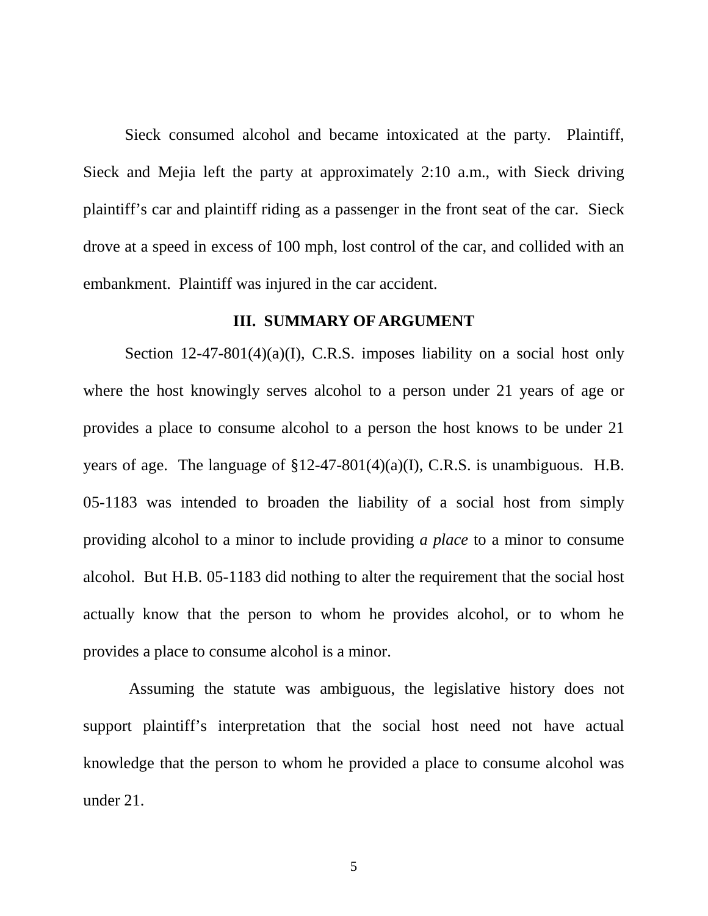Sieck consumed alcohol and became intoxicated at the party. Plaintiff, Sieck and Mejia left the party at approximately 2:10 a.m., with Sieck driving plaintiff's car and plaintiff riding as a passenger in the front seat of the car. Sieck drove at a speed in excess of 100 mph, lost control of the car, and collided with an embankment. Plaintiff was injured in the car accident.

## III. SUMMARY OF ARGUMENT

Section 12-47-801(4)(a)(I), C.R.S. imposes liability on a social host only where the host knowingly serves alcohol to a person under 21 years of age or provides a place to consume alcohol to a person the host knows to be under 21 years of age. The language of §12-47-801(4)(a)(I), C.R.S. is unambiguous. H.B. 05-1183 was intended to broaden the liability of a social host from simply providing alcohol to a minor to include providing *a place* to a minor to consume alcohol. But H.B. 05-1183 did nothing to alter the requirement that the social host actually know that the person to whom he provides alcohol, or to whom he provides a place to consume alcohol is a minor.

Assuming the statute was ambiguous, the legislative history does not support plaintiff's interpretation that the social host need not have actual knowledge that the person to whom he provided a place to consume alcohol was under 21.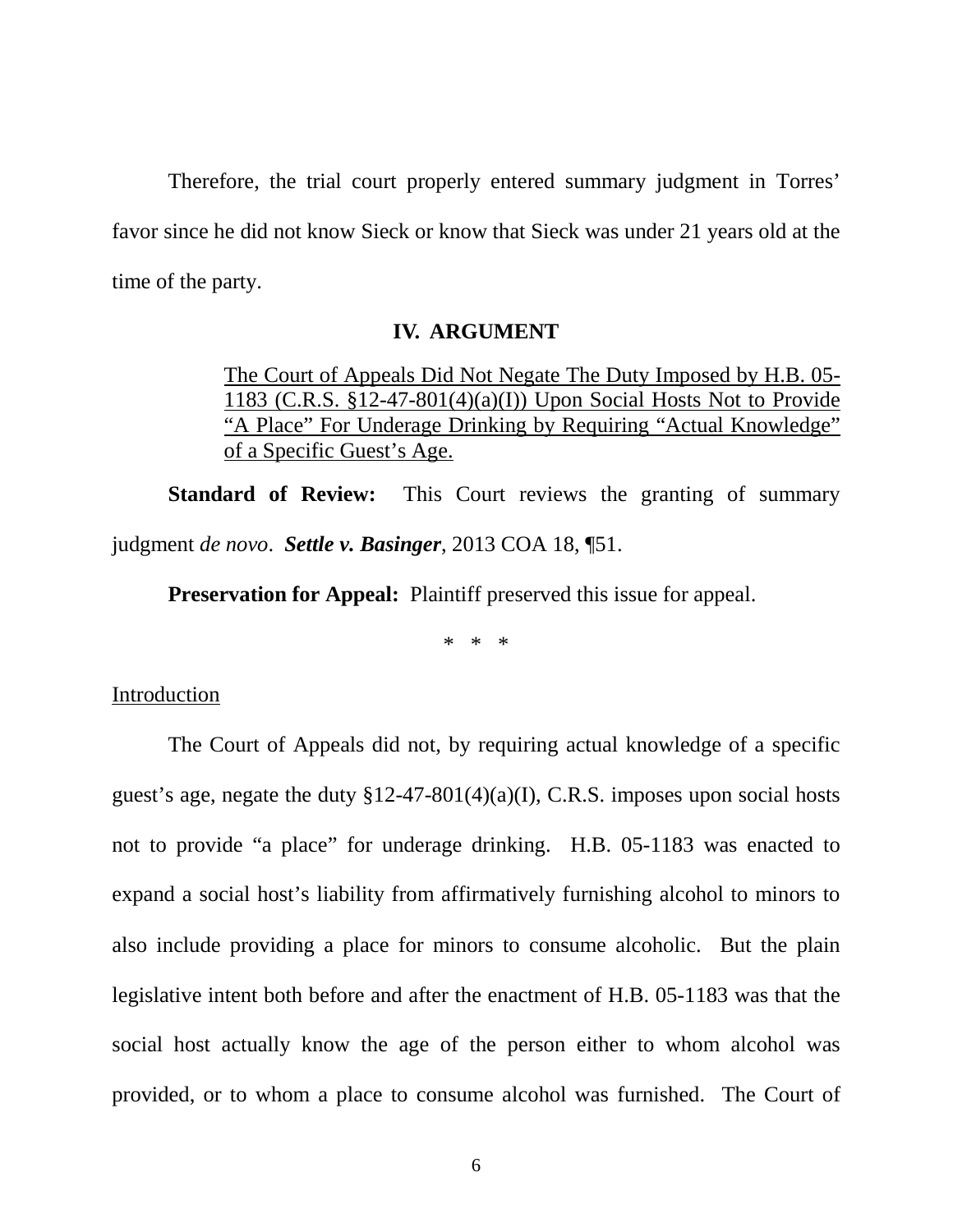Therefore, the trial court properly entered summary judgment in Torres' favor since he did not know Sieck or know that Sieck was under 21 years old at the time of the party.

## IV. ARGUMENT

<u>The Court of Appeals Did Not Negate The Duty Imposed by H.B. 05-1183 (C.R.S. §12-47-801(4)(a)(I)) Upon Social Hosts Not to Provide "A Place" For Underage Drinking by Requiring "Actual Knowledge" of a Specific Guest's Age.</u>

**Standard of Review:** This Court reviews the granting of summary judgment *de novo*. ***Settle v. Basinger***, 2013 COA 18, ¶51.

**Preservation for Appeal:** Plaintiff preserved this issue for appeal.

\* \* \*

<u>Introduction</u>

The Court of Appeals did not, by requiring actual knowledge of a specific guest's age, negate the duty §12-47-801(4)(a)(I), C.R.S. imposes upon social hosts not to provide "a place" for underage drinking. H.B. 05-1183 was enacted to expand a social host's liability from affirmatively furnishing alcohol to minors to also include providing a place for minors to consume alcoholic. But the plain legislative intent both before and after the enactment of H.B. 05-1183 was that the social host actually know the age of the person either to whom alcohol was provided, or to whom a place to consume alcohol was furnished. The Court of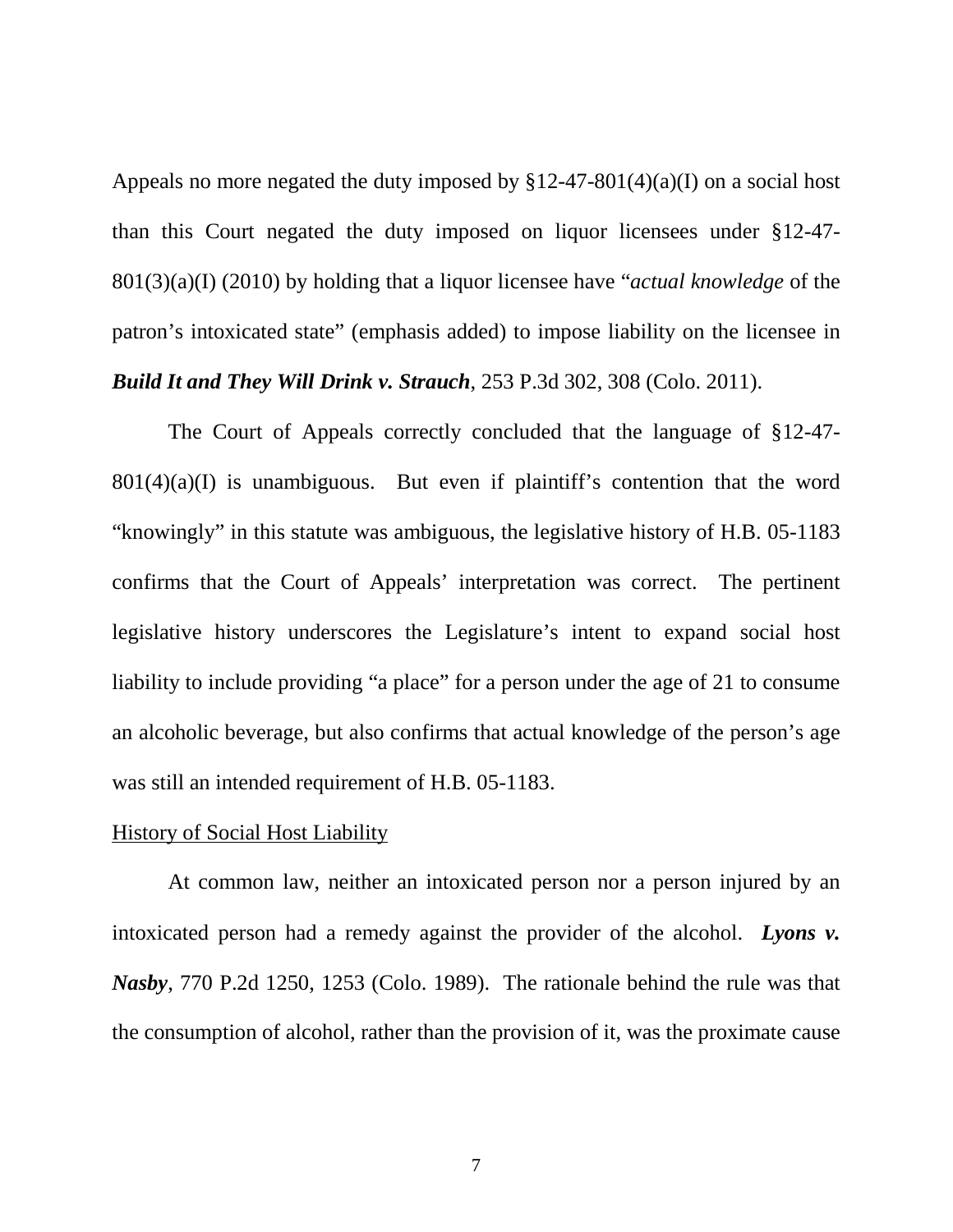Appeals no more negated the duty imposed by §12-47-801(4)(a)(I) on a social host than this Court negated the duty imposed on liquor licensees under §12-47-801(3)(a)(I) (2010) by holding that a liquor licensee have "*actual knowledge* of the patron's intoxicated state" (emphasis added) to impose liability on the licensee in ***Build It and They Will Drink v. Strauch***, 253 P.3d 302, 308 (Colo. 2011).

The Court of Appeals correctly concluded that the language of §12-47-801(4)(a)(I) is unambiguous. But even if plaintiff's contention that the word "knowingly" in this statute was ambiguous, the legislative history of H.B. 05-1183 confirms that the Court of Appeals' interpretation was correct. The pertinent legislative history underscores the Legislature's intent to expand social host liability to include providing "a place" for a person under the age of 21 to consume an alcoholic beverage, but also confirms that actual knowledge of the person's age was still an intended requirement of H.B. 05-1183.

<u>History of Social Host Liability</u>

At common law, neither an intoxicated person nor a person injured by an intoxicated person had a remedy against the provider of the alcohol. ***Lyons v. Nasby***, 770 P.2d 1250, 1253 (Colo. 1989). The rationale behind the rule was that the consumption of alcohol, rather than the provision of it, was the proximate cause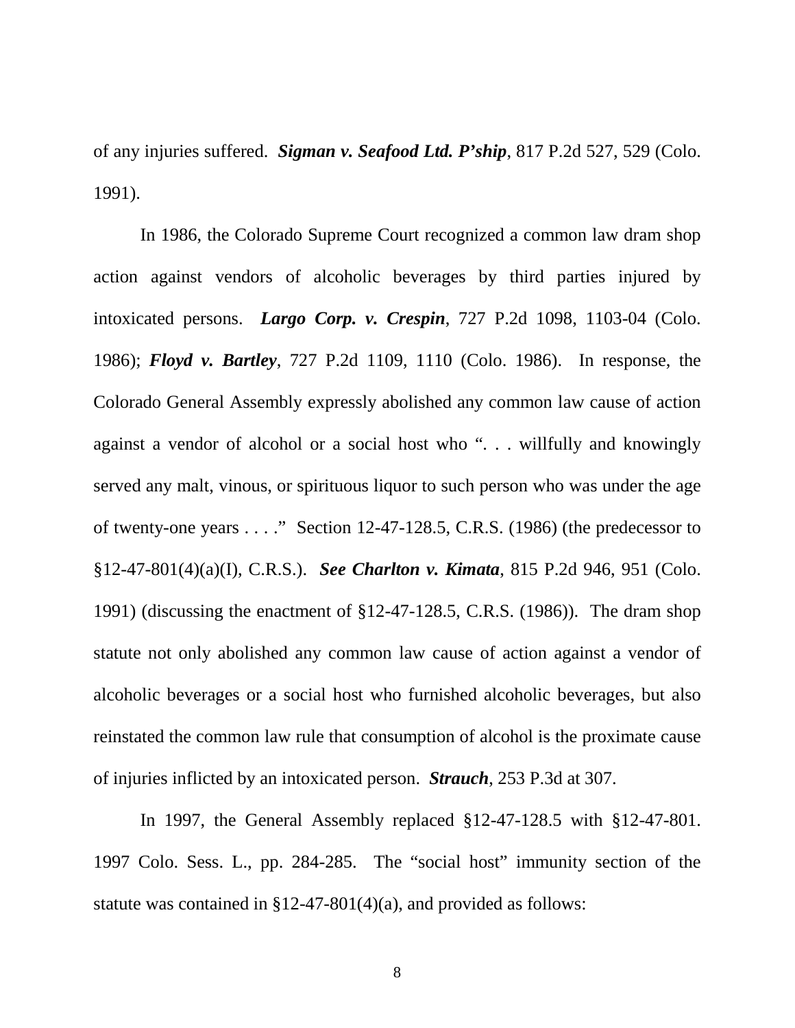of any injuries suffered. ***Sigman v. Seafood Ltd. P'ship***, 817 P.2d 527, 529 (Colo. 1991).

In 1986, the Colorado Supreme Court recognized a common law dram shop action against vendors of alcoholic beverages by third parties injured by intoxicated persons. ***Largo Corp. v. Crespin***, 727 P.2d 1098, 1103-04 (Colo. 1986); ***Floyd v. Bartley***, 727 P.2d 1109, 1110 (Colo. 1986). In response, the Colorado General Assembly expressly abolished any common law cause of action against a vendor of alcohol or a social host who ". . . willfully and knowingly served any malt, vinous, or spirituous liquor to such person who was under the age of twenty-one years . . . ." Section 12-47-128.5, C.R.S. (1986) (the predecessor to §12-47-801(4)(a)(I), C.R.S.). ***See Charlton v. Kimata***, 815 P.2d 946, 951 (Colo. 1991) (discussing the enactment of §12-47-128.5, C.R.S. (1986)). The dram shop statute not only abolished any common law cause of action against a vendor of alcoholic beverages or a social host who furnished alcoholic beverages, but also reinstated the common law rule that consumption of alcohol is the proximate cause of injuries inflicted by an intoxicated person. ***Strauch***, 253 P.3d at 307.

In 1997, the General Assembly replaced §12-47-128.5 with §12-47-801. 1997 Colo. Sess. L., pp. 284-285. The "social host" immunity section of the statute was contained in §12-47-801(4)(a), and provided as follows: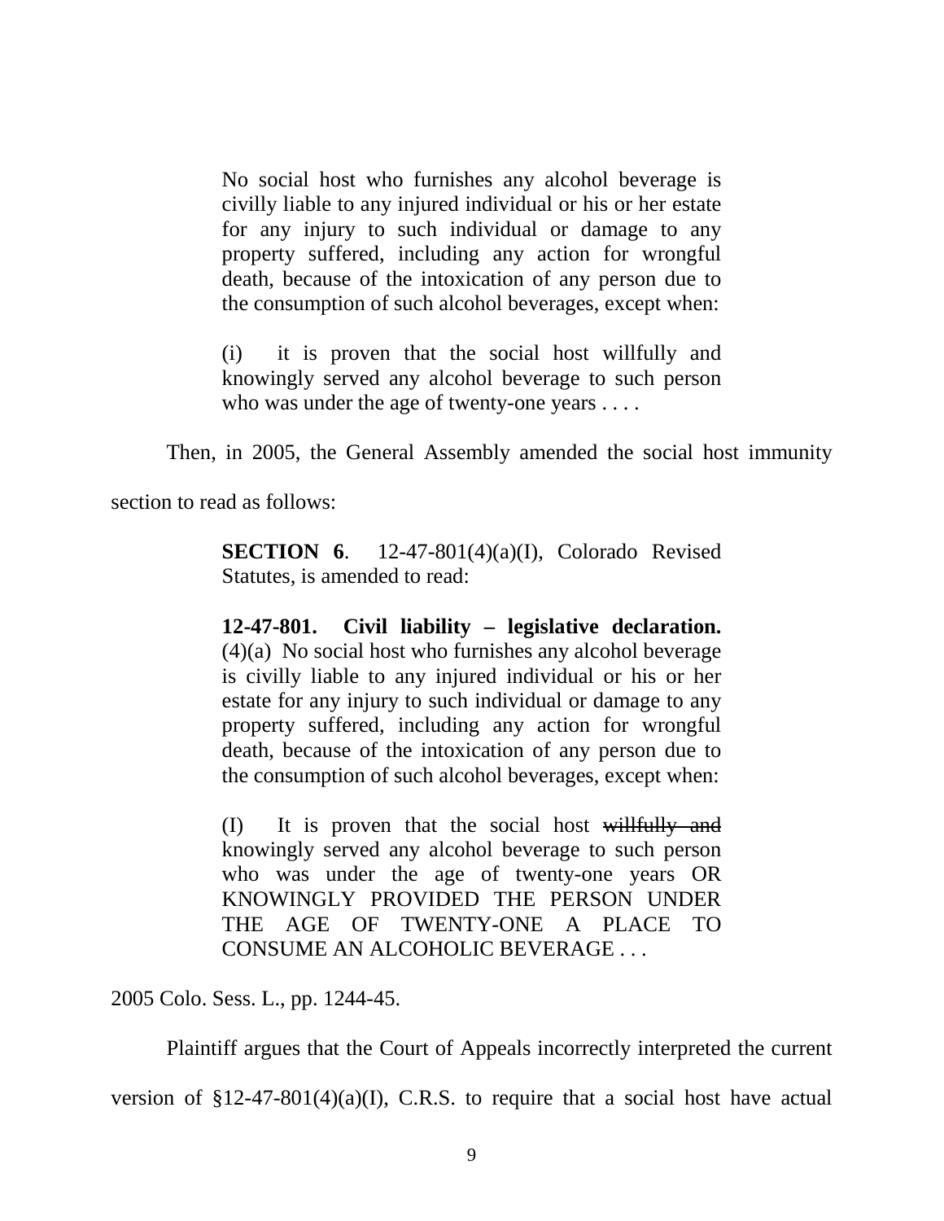> No social host who furnishes any alcohol beverage is civilly liable to any injured individual or his or her estate for any injury to such individual or damage to any property suffered, including any action for wrongful death, because of the intoxication of any person due to the consumption of such alcohol beverages, except when:
>
> (i) it is proven that the social host willfully and knowingly served any alcohol beverage to such person who was under the age of twenty-one years . . . .

Then, in 2005, the General Assembly amended the social host immunity section to read as follows:

> **SECTION 6**. 12-47-801(4)(a)(I), Colorado Revised Statutes, is amended to read:
>
> **12-47-801. Civil liability – legislative declaration.** (4)(a) No social host who furnishes any alcohol beverage is civilly liable to any injured individual or his or her estate for any injury to such individual or damage to any property suffered, including any action for wrongful death, because of the intoxication of any person due to the consumption of such alcohol beverages, except when:
>
> (I) It is proven that the social host ~~willfully and~~ knowingly served any alcohol beverage to such person who was under the age of twenty-one years OR KNOWINGLY PROVIDED THE PERSON UNDER THE AGE OF TWENTY-ONE A PLACE TO CONSUME AN ALCOHOLIC BEVERAGE . . .

2005 Colo. Sess. L., pp. 1244-45.

Plaintiff argues that the Court of Appeals incorrectly interpreted the current version of §12-47-801(4)(a)(I), C.R.S. to require that a social host have actual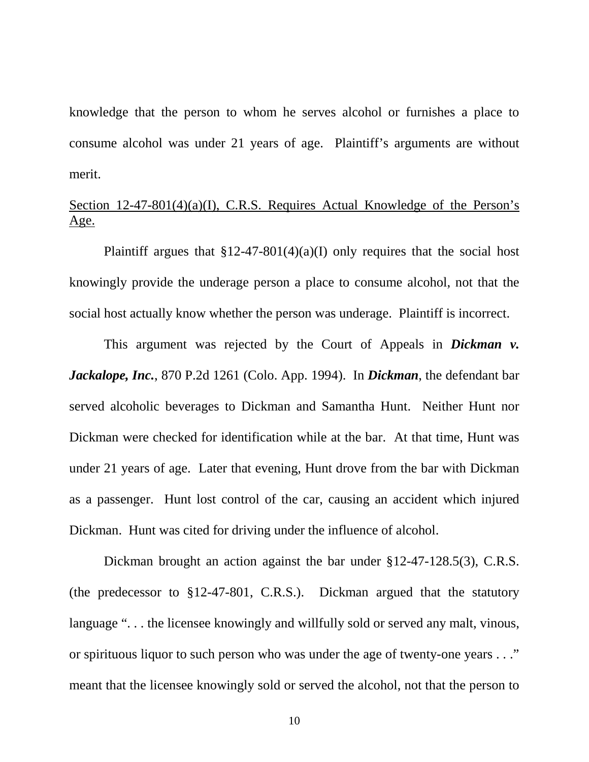knowledge that the person to whom he serves alcohol or furnishes a place to consume alcohol was under 21 years of age. Plaintiff's arguments are without merit.

<u>Section 12-47-801(4)(a)(I), C.R.S. Requires Actual Knowledge of the Person's Age.</u>

Plaintiff argues that §12-47-801(4)(a)(I) only requires that the social host knowingly provide the underage person a place to consume alcohol, not that the social host actually know whether the person was underage. Plaintiff is incorrect.

This argument was rejected by the Court of Appeals in ***Dickman v. Jackalope, Inc.***, 870 P.2d 1261 (Colo. App. 1994). In ***Dickman***, the defendant bar served alcoholic beverages to Dickman and Samantha Hunt. Neither Hunt nor Dickman were checked for identification while at the bar. At that time, Hunt was under 21 years of age. Later that evening, Hunt drove from the bar with Dickman as a passenger. Hunt lost control of the car, causing an accident which injured Dickman. Hunt was cited for driving under the influence of alcohol.

Dickman brought an action against the bar under §12-47-128.5(3), C.R.S. (the predecessor to §12-47-801, C.R.S.). Dickman argued that the statutory language ". . . the licensee knowingly and willfully sold or served any malt, vinous, or spirituous liquor to such person who was under the age of twenty-one years . . ." meant that the licensee knowingly sold or served the alcohol, not that the person to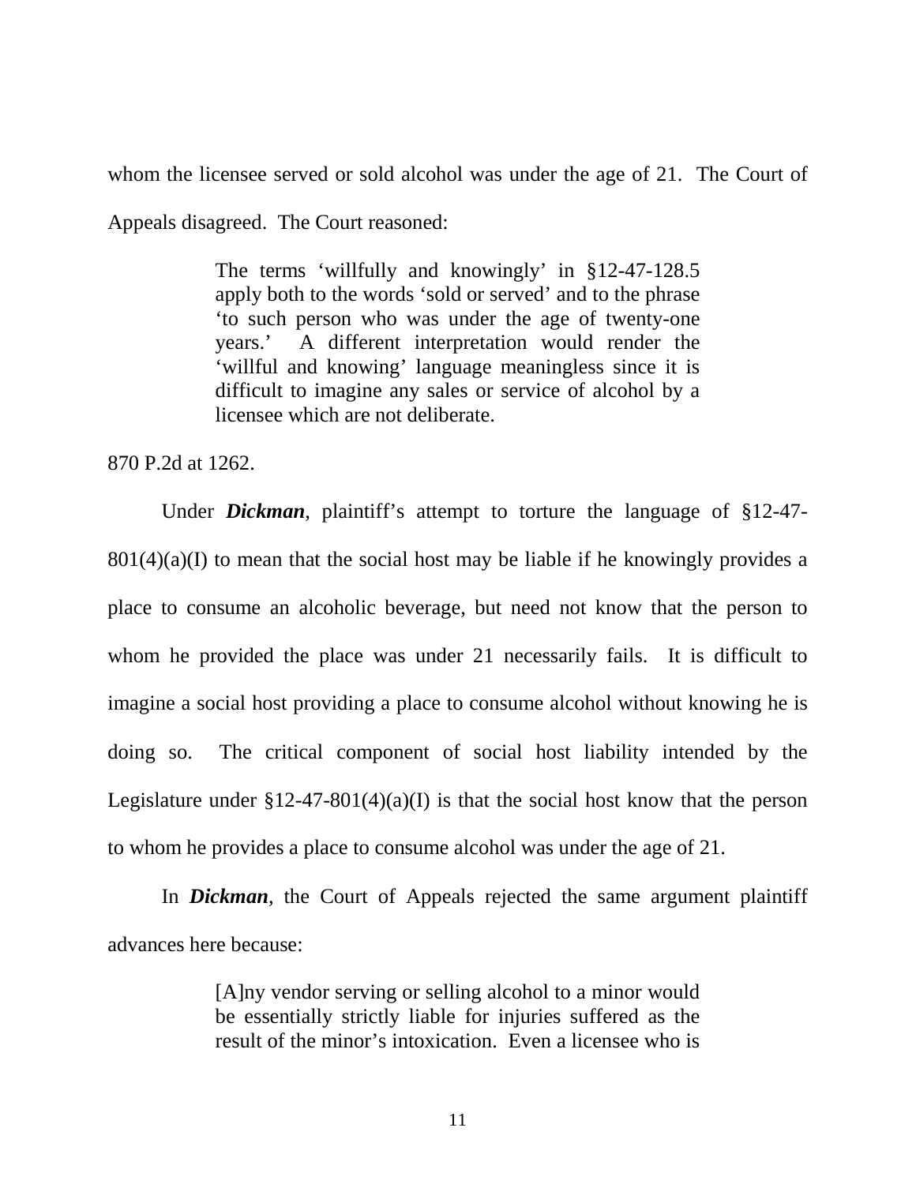whom the licensee served or sold alcohol was under the age of 21. The Court of Appeals disagreed. The Court reasoned:

> The terms 'willfully and knowingly' in §12-47-128.5 apply both to the words 'sold or served' and to the phrase 'to such person who was under the age of twenty-one years.' A different interpretation would render the 'willful and knowing' language meaningless since it is difficult to imagine any sales or service of alcohol by a licensee which are not deliberate.

870 P.2d at 1262.

Under ***Dickman***, plaintiff's attempt to torture the language of §12-47-801(4)(a)(I) to mean that the social host may be liable if he knowingly provides a place to consume an alcoholic beverage, but need not know that the person to whom he provided the place was under 21 necessarily fails. It is difficult to imagine a social host providing a place to consume alcohol without knowing he is doing so. The critical component of social host liability intended by the Legislature under §12-47-801(4)(a)(I) is that the social host know that the person to whom he provides a place to consume alcohol was under the age of 21.

In ***Dickman***, the Court of Appeals rejected the same argument plaintiff advances here because:

> [A]ny vendor serving or selling alcohol to a minor would be essentially strictly liable for injuries suffered as the result of the minor's intoxication. Even a licensee who is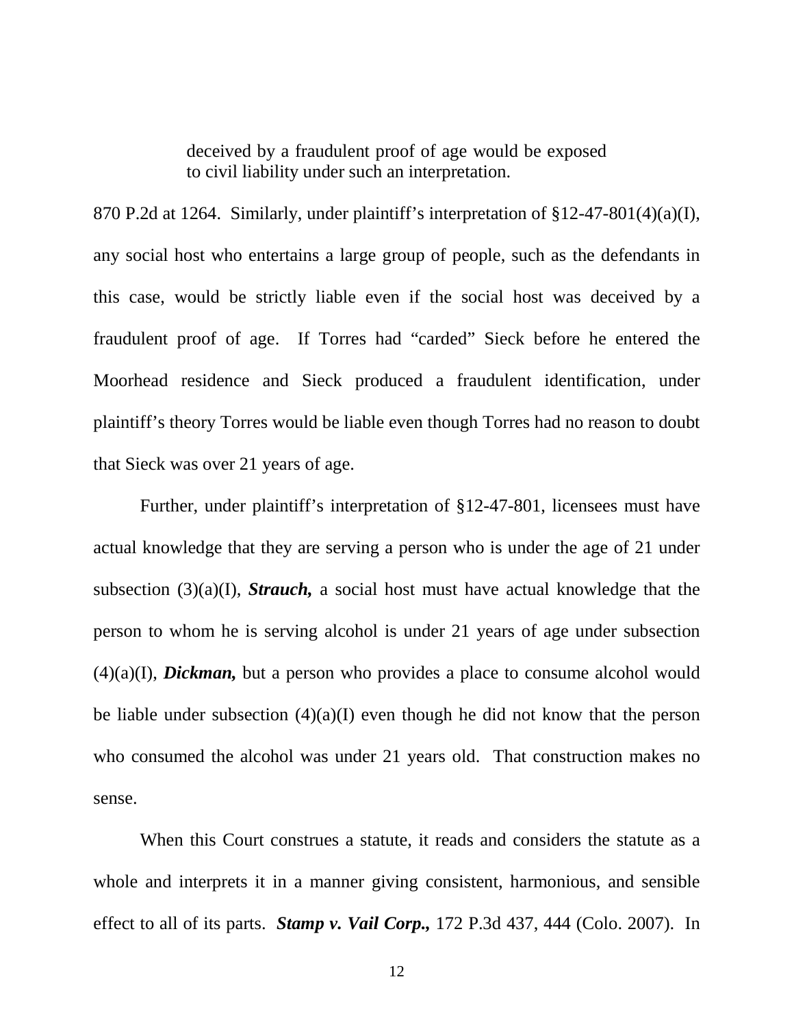> deceived by a fraudulent proof of age would be exposed to civil liability under such an interpretation.

870 P.2d at 1264. Similarly, under plaintiff's interpretation of §12-47-801(4)(a)(I), any social host who entertains a large group of people, such as the defendants in this case, would be strictly liable even if the social host was deceived by a fraudulent proof of age. If Torres had "carded" Sieck before he entered the Moorhead residence and Sieck produced a fraudulent identification, under plaintiff's theory Torres would be liable even though Torres had no reason to doubt that Sieck was over 21 years of age.

Further, under plaintiff's interpretation of §12-47-801, licensees must have actual knowledge that they are serving a person who is under the age of 21 under subsection (3)(a)(I), ***Strauch,*** a social host must have actual knowledge that the person to whom he is serving alcohol is under 21 years of age under subsection (4)(a)(I), ***Dickman,*** but a person who provides a place to consume alcohol would be liable under subsection (4)(a)(I) even though he did not know that the person who consumed the alcohol was under 21 years old. That construction makes no sense.

When this Court construes a statute, it reads and considers the statute as a whole and interprets it in a manner giving consistent, harmonious, and sensible effect to all of its parts. ***Stamp v. Vail Corp.,*** 172 P.3d 437, 444 (Colo. 2007). In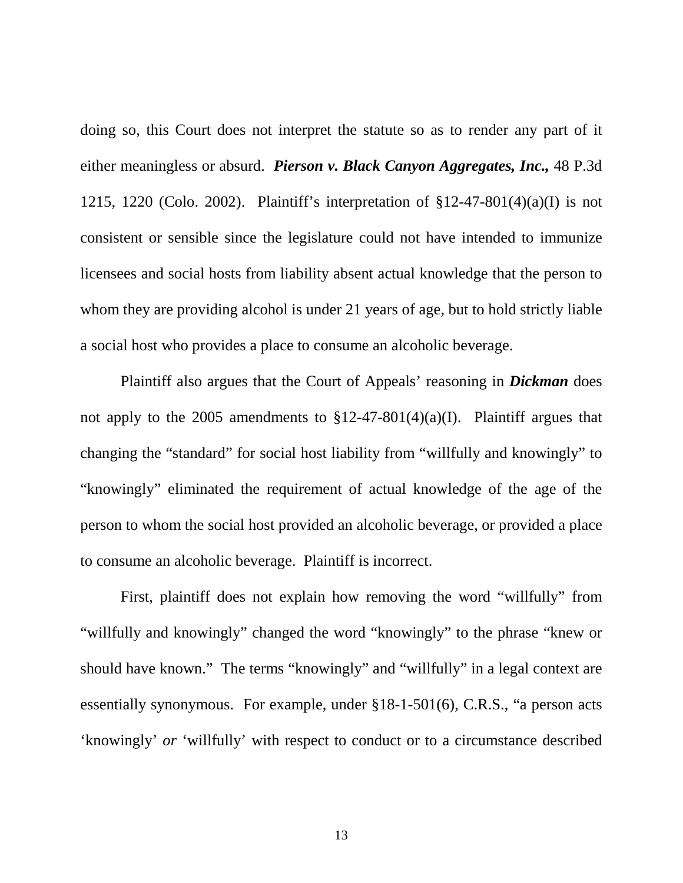doing so, this Court does not interpret the statute so as to render any part of it either meaningless or absurd. ***Pierson v. Black Canyon Aggregates, Inc.***, 48 P.3d 1215, 1220 (Colo. 2002). Plaintiff's interpretation of §12-47-801(4)(a)(I) is not consistent or sensible since the legislature could not have intended to immunize licensees and social hosts from liability absent actual knowledge that the person to whom they are providing alcohol is under 21 years of age, but to hold strictly liable a social host who provides a place to consume an alcoholic beverage.

Plaintiff also argues that the Court of Appeals' reasoning in ***Dickman*** does not apply to the 2005 amendments to §12-47-801(4)(a)(I). Plaintiff argues that changing the "standard" for social host liability from "willfully and knowingly" to "knowingly" eliminated the requirement of actual knowledge of the age of the person to whom the social host provided an alcoholic beverage, or provided a place to consume an alcoholic beverage. Plaintiff is incorrect.

First, plaintiff does not explain how removing the word "willfully" from "willfully and knowingly" changed the word "knowingly" to the phrase "knew or should have known." The terms "knowingly" and "willfully" in a legal context are essentially synonymous. For example, under §18-1-501(6), C.R.S., "a person acts 'knowingly' *or* 'willfully' with respect to conduct or to a circumstance described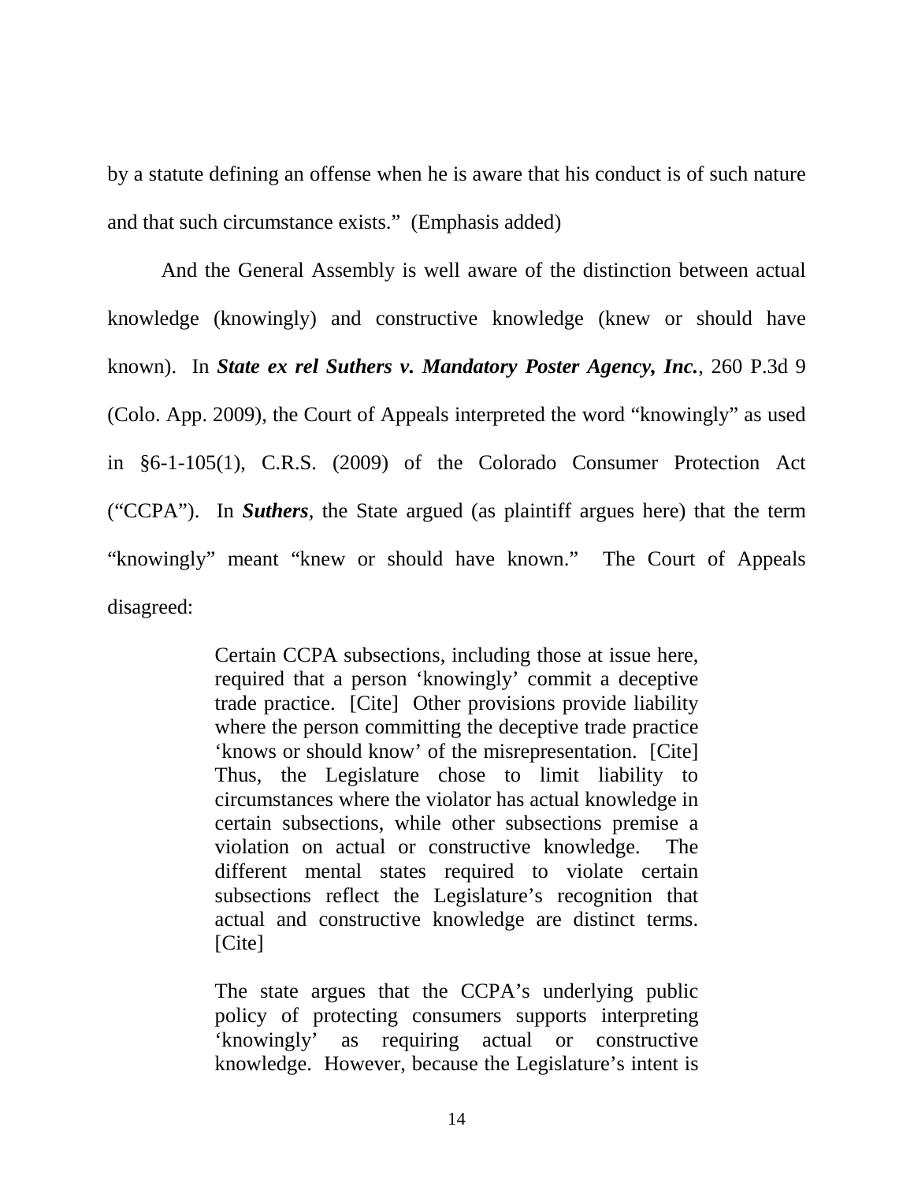by a statute defining an offense when he is aware that his conduct is of such nature and that such circumstance exists." (Emphasis added)

And the General Assembly is well aware of the distinction between actual knowledge (knowingly) and constructive knowledge (knew or should have known). In ***State ex rel Suthers v. Mandatory Poster Agency, Inc.***, 260 P.3d 9 (Colo. App. 2009), the Court of Appeals interpreted the word "knowingly" as used in §6-1-105(1), C.R.S. (2009) of the Colorado Consumer Protection Act ("CCPA"). In ***Suthers***, the State argued (as plaintiff argues here) that the term "knowingly" meant "knew or should have known." The Court of Appeals disagreed:

> Certain CCPA subsections, including those at issue here, required that a person 'knowingly' commit a deceptive trade practice. [Cite] Other provisions provide liability where the person committing the deceptive trade practice 'knows or should know' of the misrepresentation. [Cite] Thus, the Legislature chose to limit liability to circumstances where the violator has actual knowledge in certain subsections, while other subsections premise a violation on actual or constructive knowledge. The different mental states required to violate certain subsections reflect the Legislature's recognition that actual and constructive knowledge are distinct terms. [Cite]
>
> The state argues that the CCPA's underlying public policy of protecting consumers supports interpreting 'knowingly' as requiring actual or constructive knowledge. However, because the Legislature's intent is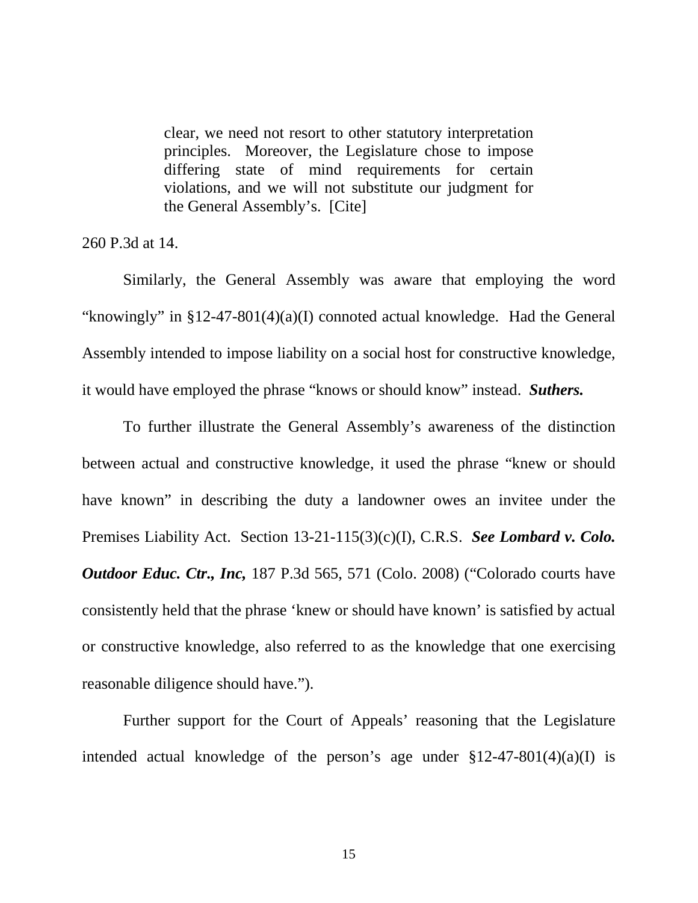> clear, we need not resort to other statutory interpretation principles. Moreover, the Legislature chose to impose differing state of mind requirements for certain violations, and we will not substitute our judgment for the General Assembly's. [Cite]

260 P.3d at 14.

Similarly, the General Assembly was aware that employing the word "knowingly" in §12-47-801(4)(a)(I) connoted actual knowledge. Had the General Assembly intended to impose liability on a social host for constructive knowledge, it would have employed the phrase "knows or should know" instead. ***Suthers.***

To further illustrate the General Assembly's awareness of the distinction between actual and constructive knowledge, it used the phrase "knew or should have known" in describing the duty a landowner owes an invitee under the Premises Liability Act. Section 13-21-115(3)(c)(I), C.R.S. ***See Lombard v. Colo. Outdoor Educ. Ctr., Inc,*** 187 P.3d 565, 571 (Colo. 2008) ("Colorado courts have consistently held that the phrase 'knew or should have known' is satisfied by actual or constructive knowledge, also referred to as the knowledge that one exercising reasonable diligence should have.").

Further support for the Court of Appeals' reasoning that the Legislature intended actual knowledge of the person's age under §12-47-801(4)(a)(I) is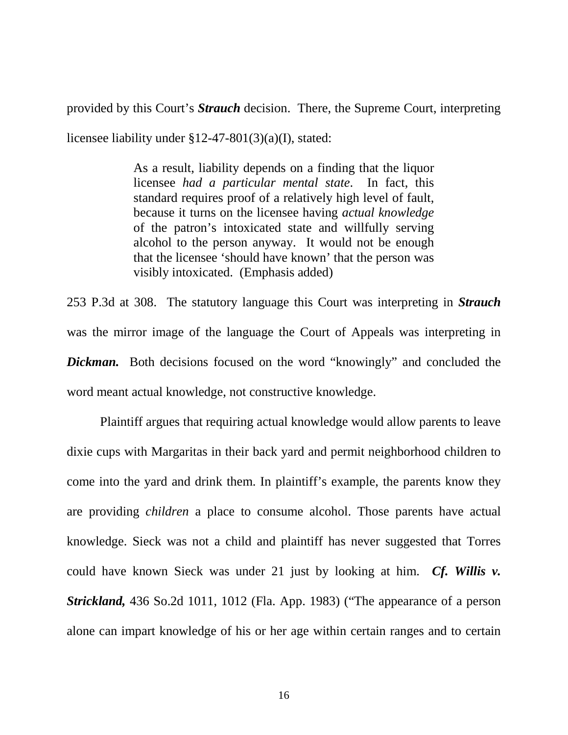provided by this Court's ***Strauch*** decision. There, the Supreme Court, interpreting licensee liability under §12-47-801(3)(a)(I), stated:

> As a result, liability depends on a finding that the liquor licensee *had a particular mental state*. In fact, this standard requires proof of a relatively high level of fault, because it turns on the licensee having *actual knowledge* of the patron's intoxicated state and willfully serving alcohol to the person anyway. It would not be enough that the licensee 'should have known' that the person was visibly intoxicated. (Emphasis added)

253 P.3d at 308. The statutory language this Court was interpreting in ***Strauch*** was the mirror image of the language the Court of Appeals was interpreting in ***Dickman.*** Both decisions focused on the word "knowingly" and concluded the word meant actual knowledge, not constructive knowledge.

Plaintiff argues that requiring actual knowledge would allow parents to leave dixie cups with Margaritas in their back yard and permit neighborhood children to come into the yard and drink them. In plaintiff's example, the parents know they are providing *children* a place to consume alcohol. Those parents have actual knowledge. Sieck was not a child and plaintiff has never suggested that Torres could have known Sieck was under 21 just by looking at him. ***Cf. Willis v. Strickland,*** 436 So.2d 1011, 1012 (Fla. App. 1983) ("The appearance of a person alone can impart knowledge of his or her age within certain ranges and to certain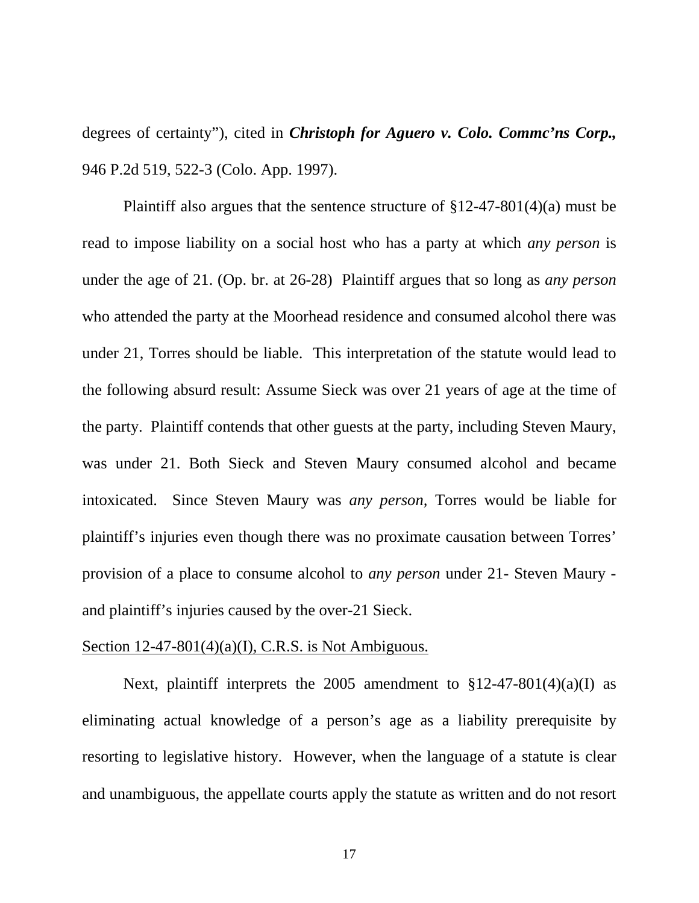degrees of certainty"), cited in ***Christoph for Aguero v. Colo. Commc'ns Corp.***, 946 P.2d 519, 522-3 (Colo. App. 1997).

Plaintiff also argues that the sentence structure of §12-47-801(4)(a) must be read to impose liability on a social host who has a party at which *any person* is under the age of 21. (Op. br. at 26-28) Plaintiff argues that so long as *any person* who attended the party at the Moorhead residence and consumed alcohol there was under 21, Torres should be liable. This interpretation of the statute would lead to the following absurd result: Assume Sieck was over 21 years of age at the time of the party. Plaintiff contends that other guests at the party, including Steven Maury, was under 21. Both Sieck and Steven Maury consumed alcohol and became intoxicated. Since Steven Maury was *any person*, Torres would be liable for plaintiff's injuries even though there was no proximate causation between Torres' provision of a place to consume alcohol to *any person* under 21- Steven Maury - and plaintiff's injuries caused by the over-21 Sieck.

<u>Section 12-47-801(4)(a)(I), C.R.S. is Not Ambiguous.</u>

Next, plaintiff interprets the 2005 amendment to §12-47-801(4)(a)(I) as eliminating actual knowledge of a person's age as a liability prerequisite by resorting to legislative history. However, when the language of a statute is clear and unambiguous, the appellate courts apply the statute as written and do not resort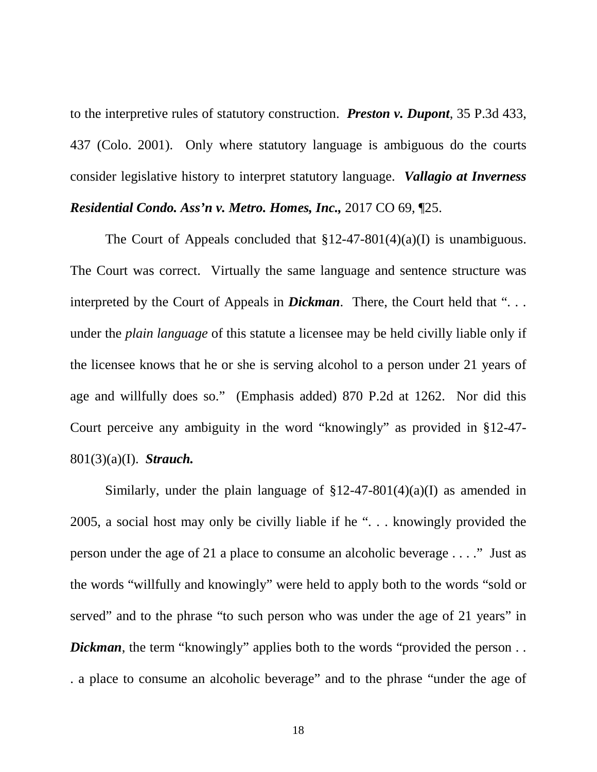to the interpretive rules of statutory construction. ***Preston v. Dupont***, 35 P.3d 433, 437 (Colo. 2001). Only where statutory language is ambiguous do the courts consider legislative history to interpret statutory language. ***Vallagio at Inverness Residential Condo. Ass'n v. Metro. Homes, Inc.,*** 2017 CO 69, ¶25.

The Court of Appeals concluded that §12-47-801(4)(a)(I) is unambiguous. The Court was correct. Virtually the same language and sentence structure was interpreted by the Court of Appeals in ***Dickman***. There, the Court held that ". . . under the *plain language* of this statute a licensee may be held civilly liable only if the licensee knows that he or she is serving alcohol to a person under 21 years of age and willfully does so." (Emphasis added) 870 P.2d at 1262. Nor did this Court perceive any ambiguity in the word "knowingly" as provided in §12-47-801(3)(a)(I). ***Strauch.***

Similarly, under the plain language of §12-47-801(4)(a)(I) as amended in 2005, a social host may only be civilly liable if he ". . . knowingly provided the person under the age of 21 a place to consume an alcoholic beverage . . . ." Just as the words "willfully and knowingly" were held to apply both to the words "sold or served" and to the phrase "to such person who was under the age of 21 years" in ***Dickman***, the term "knowingly" applies both to the words "provided the person . . . a place to consume an alcoholic beverage" and to the phrase "under the age of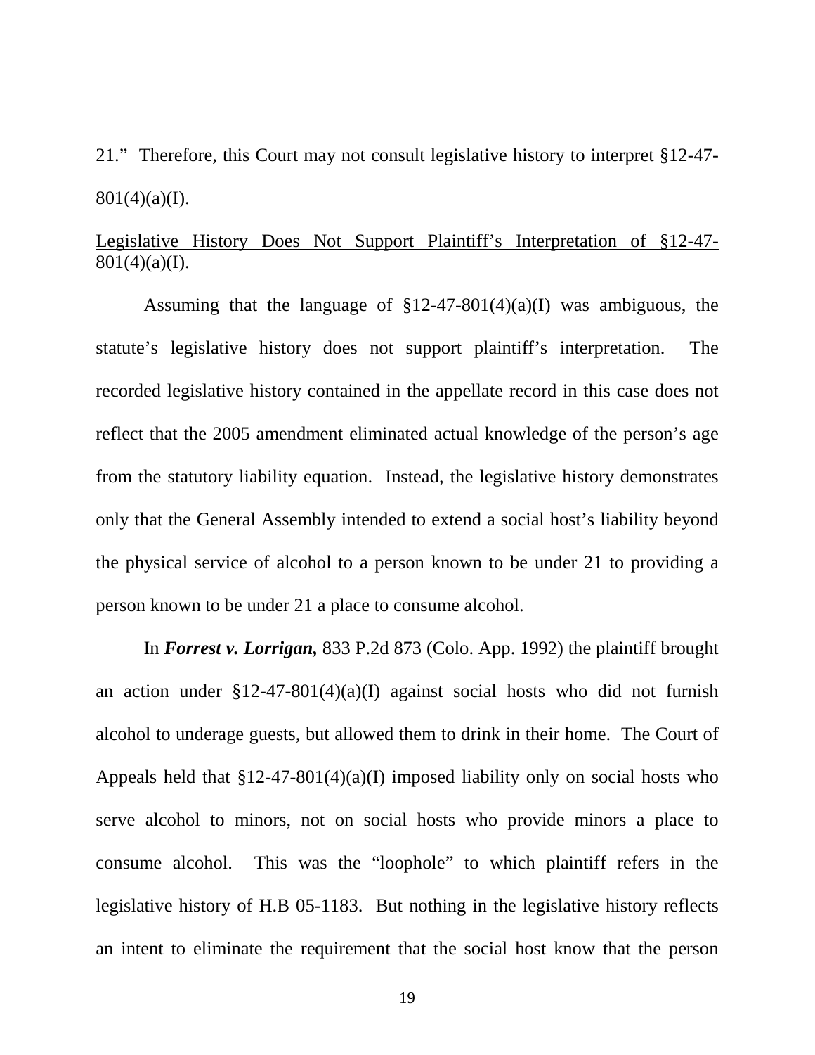21." Therefore, this Court may not consult legislative history to interpret §12-47-801(4)(a)(I).

<u>Legislative History Does Not Support Plaintiff's Interpretation of §12-47-801(4)(a)(I).</u>

Assuming that the language of §12-47-801(4)(a)(I) was ambiguous, the statute's legislative history does not support plaintiff's interpretation. The recorded legislative history contained in the appellate record in this case does not reflect that the 2005 amendment eliminated actual knowledge of the person's age from the statutory liability equation. Instead, the legislative history demonstrates only that the General Assembly intended to extend a social host's liability beyond the physical service of alcohol to a person known to be under 21 to providing a person known to be under 21 a place to consume alcohol.

In ***Forrest v. Lorrigan,*** 833 P.2d 873 (Colo. App. 1992) the plaintiff brought an action under §12-47-801(4)(a)(I) against social hosts who did not furnish alcohol to underage guests, but allowed them to drink in their home. The Court of Appeals held that §12-47-801(4)(a)(I) imposed liability only on social hosts who serve alcohol to minors, not on social hosts who provide minors a place to consume alcohol. This was the "loophole" to which plaintiff refers in the legislative history of H.B 05-1183. But nothing in the legislative history reflects an intent to eliminate the requirement that the social host know that the person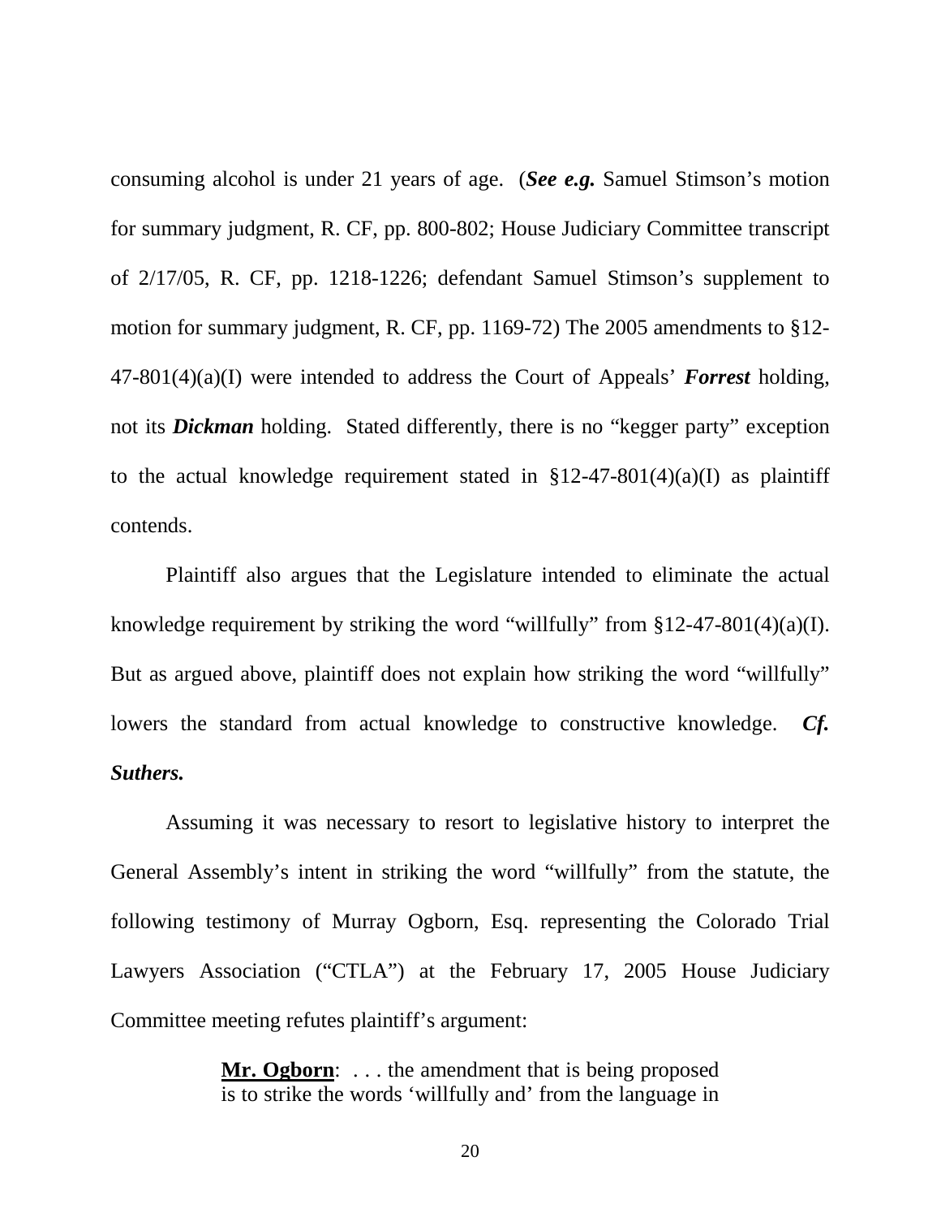consuming alcohol is under 21 years of age. (***See e.g.*** Samuel Stimson's motion for summary judgment, R. CF, pp. 800-802; House Judiciary Committee transcript of 2/17/05, R. CF, pp. 1218-1226; defendant Samuel Stimson's supplement to motion for summary judgment, R. CF, pp. 1169-72) The 2005 amendments to §12-47-801(4)(a)(I) were intended to address the Court of Appeals' ***Forrest*** holding, not its ***Dickman*** holding. Stated differently, there is no "kegger party" exception to the actual knowledge requirement stated in §12-47-801(4)(a)(I) as plaintiff contends.

Plaintiff also argues that the Legislature intended to eliminate the actual knowledge requirement by striking the word "willfully" from §12-47-801(4)(a)(I). But as argued above, plaintiff does not explain how striking the word "willfully" lowers the standard from actual knowledge to constructive knowledge. ***Cf. Suthers.***

Assuming it was necessary to resort to legislative history to interpret the General Assembly's intent in striking the word "willfully" from the statute, the following testimony of Murray Ogborn, Esq. representing the Colorado Trial Lawyers Association ("CTLA") at the February 17, 2005 House Judiciary Committee meeting refutes plaintiff's argument:

> **<u>Mr. Ogborn</u>**: . . . the amendment that is being proposed is to strike the words 'willfully and' from the language in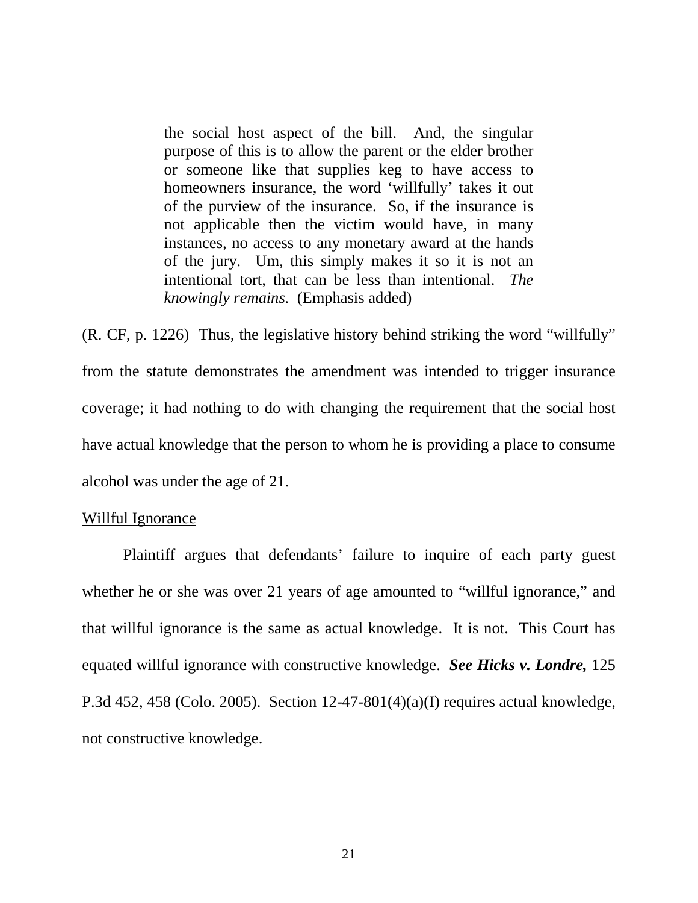> the social host aspect of the bill. And, the singular purpose of this is to allow the parent or the elder brother or someone like that supplies keg to have access to homeowners insurance, the word 'willfully' takes it out of the purview of the insurance. So, if the insurance is not applicable then the victim would have, in many instances, no access to any monetary award at the hands of the jury. Um, this simply makes it so it is not an intentional tort, that can be less than intentional. *The knowingly remains.* (Emphasis added)

(R. CF, p. 1226) Thus, the legislative history behind striking the word "willfully" from the statute demonstrates the amendment was intended to trigger insurance coverage; it had nothing to do with changing the requirement that the social host have actual knowledge that the person to whom he is providing a place to consume alcohol was under the age of 21.

<u>Willful Ignorance</u>

Plaintiff argues that defendants' failure to inquire of each party guest whether he or she was over 21 years of age amounted to "willful ignorance," and that willful ignorance is the same as actual knowledge. It is not. This Court has equated willful ignorance with constructive knowledge. ***See Hicks v. Londre,*** 125 P.3d 452, 458 (Colo. 2005). Section 12-47-801(4)(a)(I) requires actual knowledge, not constructive knowledge.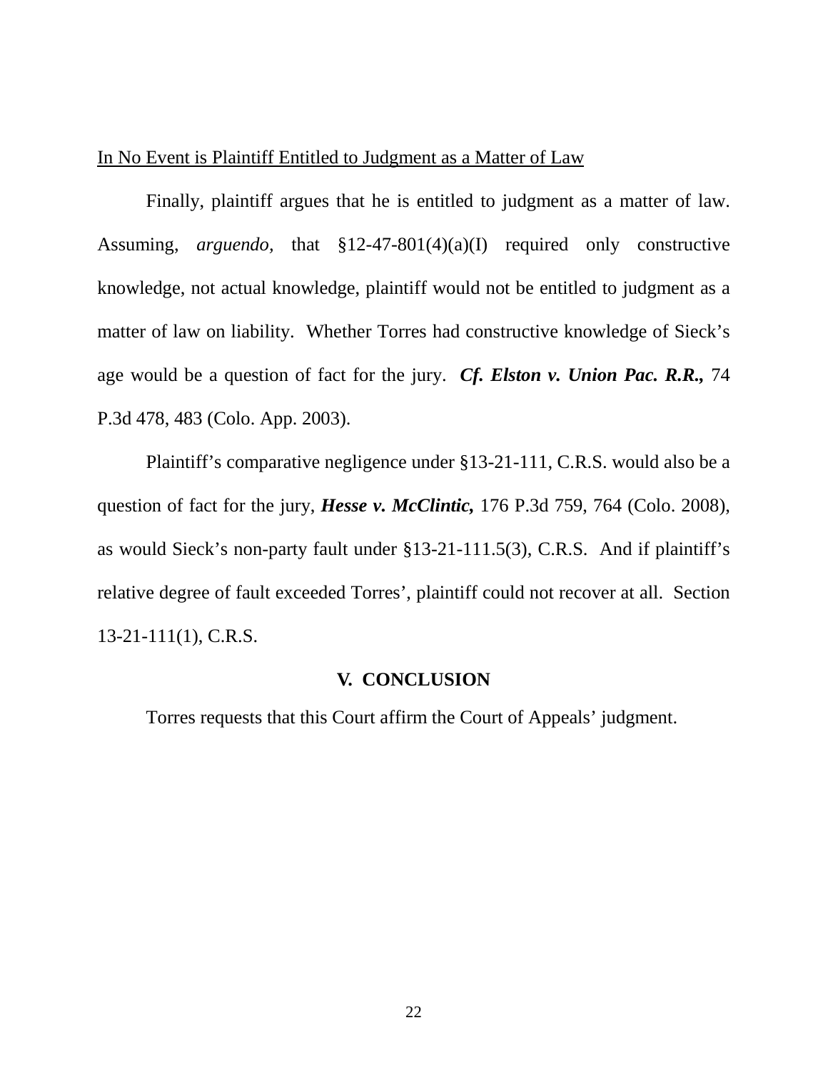<u>In No Event is Plaintiff Entitled to Judgment as a Matter of Law</u>

Finally, plaintiff argues that he is entitled to judgment as a matter of law. Assuming, *arguendo,* that §12-47-801(4)(a)(I) required only constructive knowledge, not actual knowledge, plaintiff would not be entitled to judgment as a matter of law on liability. Whether Torres had constructive knowledge of Sieck's age would be a question of fact for the jury. ***Cf. Elston v. Union Pac. R.R.,*** 74 P.3d 478, 483 (Colo. App. 2003).

Plaintiff's comparative negligence under §13-21-111, C.R.S. would also be a question of fact for the jury, ***Hesse v. McClintic,*** 176 P.3d 759, 764 (Colo. 2008), as would Sieck's non-party fault under §13-21-111.5(3), C.R.S. And if plaintiff's relative degree of fault exceeded Torres', plaintiff could not recover at all. Section 13-21-111(1), C.R.S.

## V. CONCLUSION

Torres requests that this Court affirm the Court of Appeals' judgment.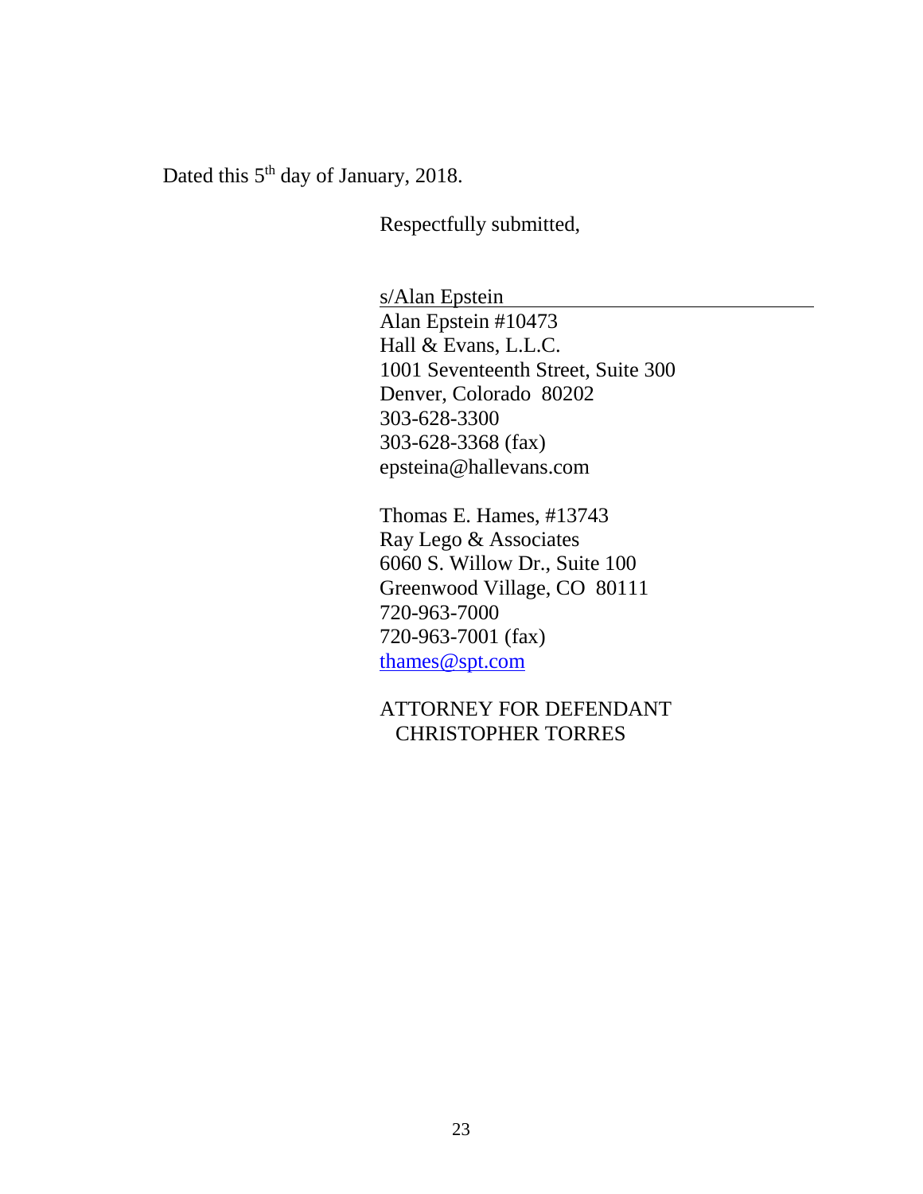Dated this 5th day of January, 2018.

Respectfully submitted,

s/Alan Epstein
Alan Epstein #10473
Hall & Evans, L.L.C.
1001 Seventeenth Street, Suite 300
Denver, Colorado 80202
303-628-3300
303-628-3368 (fax)
epsteina@hallevans.com

Thomas E. Hames, #13743
Ray Lego & Associates
6060 S. Willow Dr., Suite 100
Greenwood Village, CO 80111
720-963-7000
720-963-7001 (fax)
thames@spt.com

ATTORNEY FOR DEFENDANT
CHRISTOPHER TORRES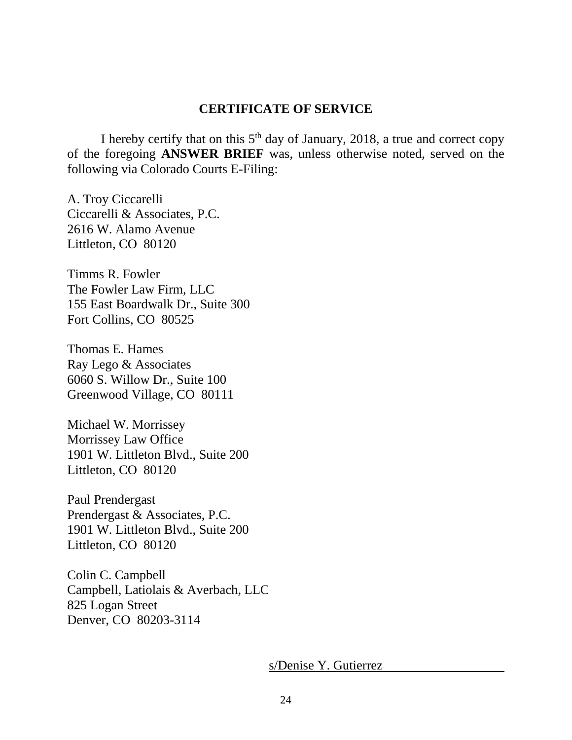## CERTIFICATE OF SERVICE

I hereby certify that on this 5th day of January, 2018, a true and correct copy of the foregoing **ANSWER BRIEF** was, unless otherwise noted, served on the following via Colorado Courts E-Filing:

A. Troy Ciccarelli
Ciccarelli & Associates, P.C.
2616 W. Alamo Avenue
Littleton, CO 80120

Timms R. Fowler
The Fowler Law Firm, LLC
155 East Boardwalk Dr., Suite 300
Fort Collins, CO 80525

Thomas E. Hames
Ray Lego & Associates
6060 S. Willow Dr., Suite 100
Greenwood Village, CO 80111

Michael W. Morrissey
Morrissey Law Office
1901 W. Littleton Blvd., Suite 200
Littleton, CO 80120

Paul Prendergast
Prendergast & Associates, P.C.
1901 W. Littleton Blvd., Suite 200
Littleton, CO 80120

Colin C. Campbell
Campbell, Latiolais & Averbach, LLC
825 Logan Street
Denver, CO 80203-3114

s/Denise Y. Gutierrez